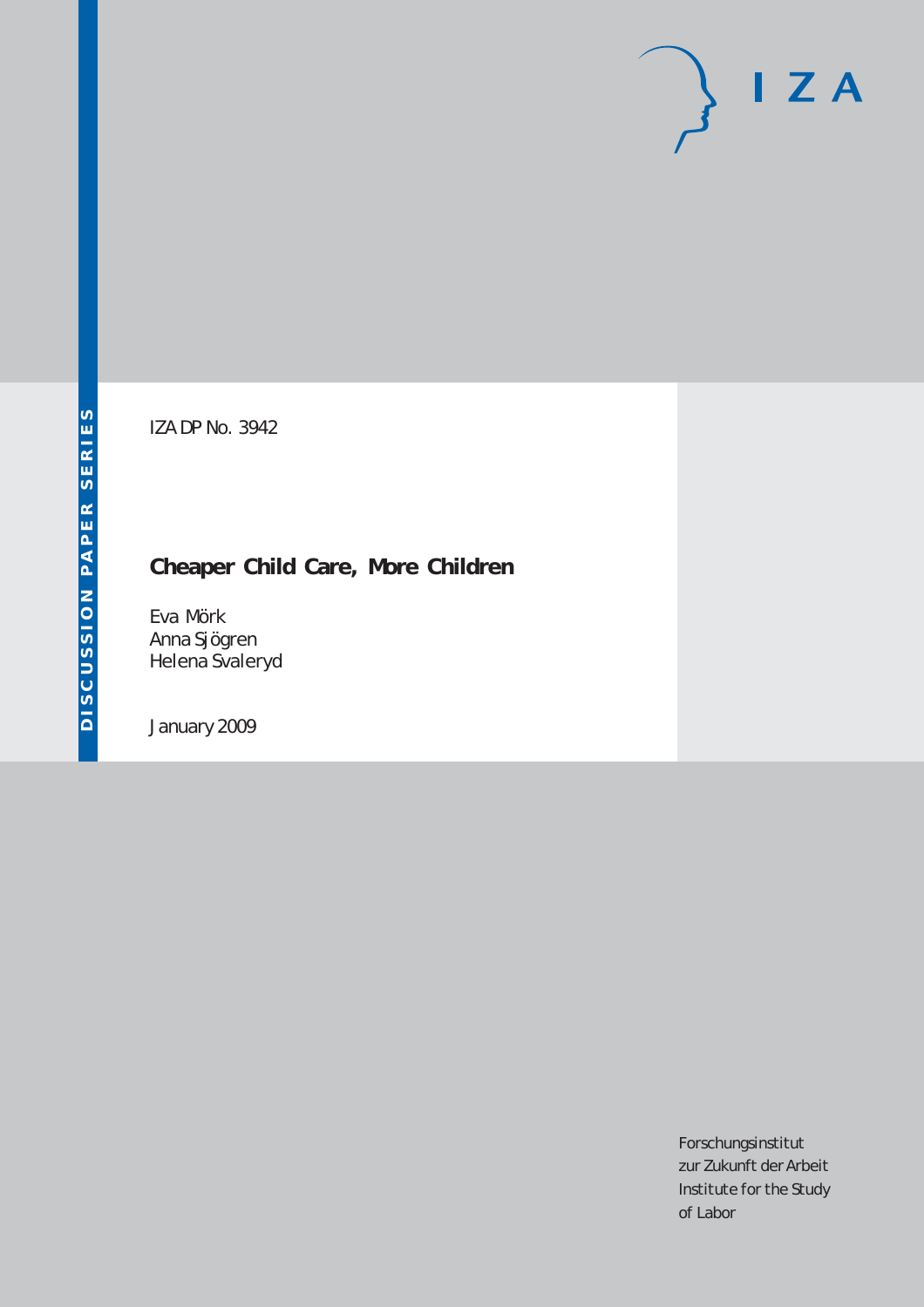DISCUSSION PAPER SERIES

IZA

IZA DP No. 3942

# Cheaper Child Care, More Children

Eva Mörk
Anna Sjögren
Helena Svaleryd

January 2009

Forschungsinstitut
zur Zukunft der Arbeit
Institute for the Study
of Labor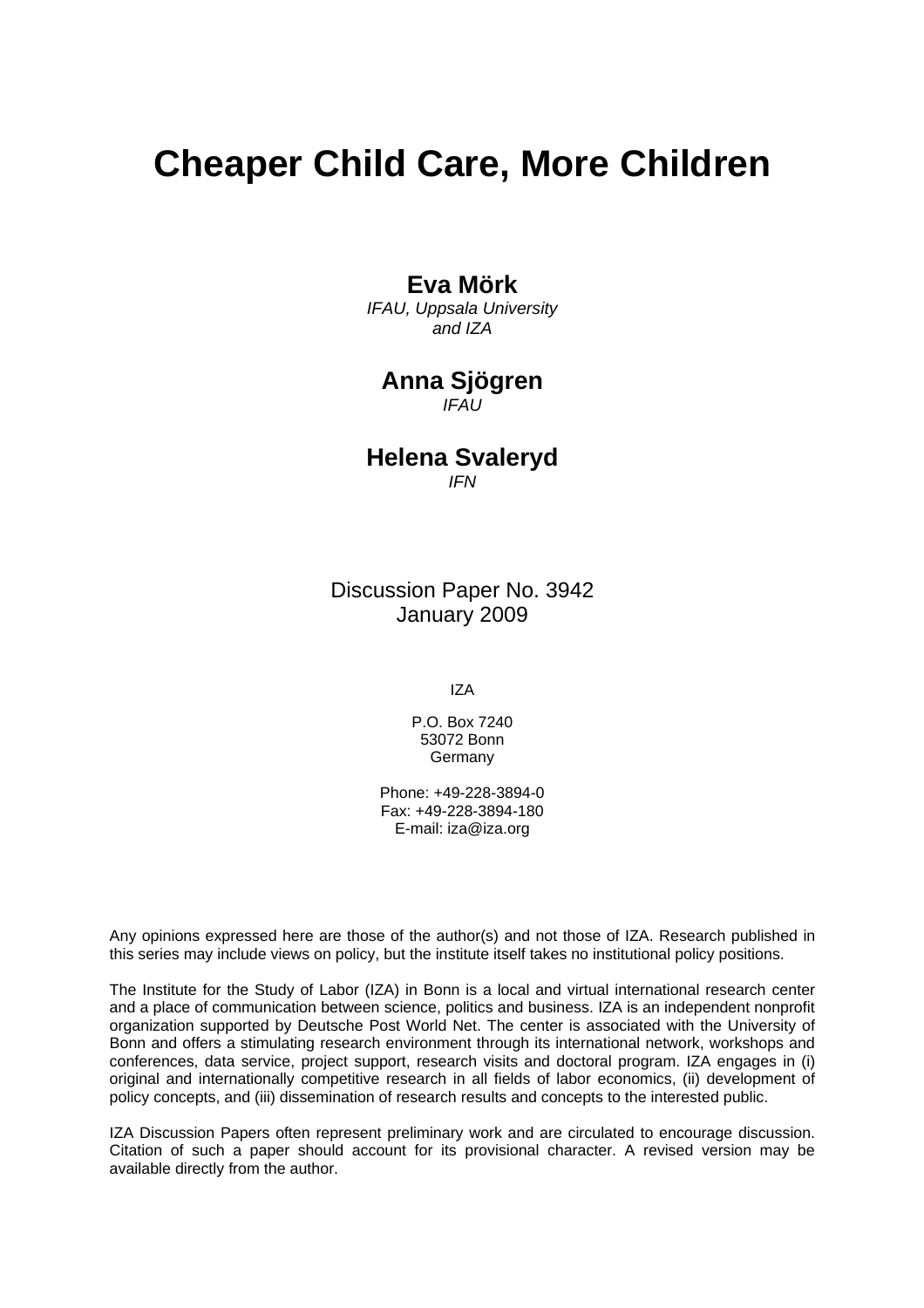# Cheaper Child Care, More Children

**Eva Mörk**
*IFAU, Uppsala University and IZA*

**Anna Sjögren**
*IFAU*

**Helena Svaleryd**
*IFN*

Discussion Paper No. 3942
January 2009

IZA

P.O. Box 7240
53072 Bonn
Germany

Phone: +49-228-3894-0
Fax: +49-228-3894-180
E-mail: iza@iza.org

Any opinions expressed here are those of the author(s) and not those of IZA. Research published in this series may include views on policy, but the institute itself takes no institutional policy positions.

The Institute for the Study of Labor (IZA) in Bonn is a local and virtual international research center and a place of communication between science, politics and business. IZA is an independent nonprofit organization supported by Deutsche Post World Net. The center is associated with the University of Bonn and offers a stimulating research environment through its international network, workshops and conferences, data service, project support, research visits and doctoral program. IZA engages in (i) original and internationally competitive research in all fields of labor economics, (ii) development of policy concepts, and (iii) dissemination of research results and concepts to the interested public.

IZA Discussion Papers often represent preliminary work and are circulated to encourage discussion. Citation of such a paper should account for its provisional character. A revised version may be available directly from the author.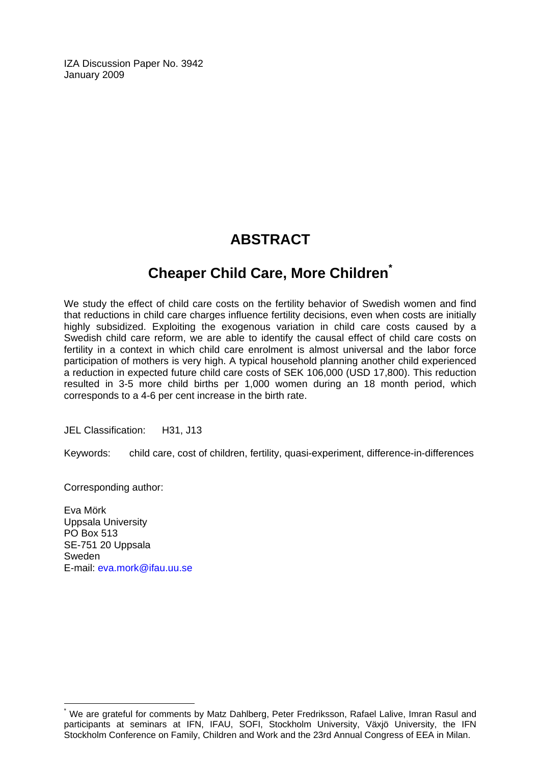IZA Discussion Paper No. 3942
January 2009

# ABSTRACT

## Cheaper Child Care, More Children[*]

We study the effect of child care costs on the fertility behavior of Swedish women and find that reductions in child care charges influence fertility decisions, even when costs are initially highly subsidized. Exploiting the exogenous variation in child care costs caused by a Swedish child care reform, we are able to identify the causal effect of child care costs on fertility in a context in which child care enrolment is almost universal and the labor force participation of mothers is very high. A typical household planning another child experienced a reduction in expected future child care costs of SEK 106,000 (USD 17,800). This reduction resulted in 3-5 more child births per 1,000 women during an 18 month period, which corresponds to a 4-6 per cent increase in the birth rate.

JEL Classification: H31, J13

Keywords: child care, cost of children, fertility, quasi-experiment, difference-in-differences

Corresponding author:

Eva Mörk
Uppsala University
PO Box 513
SE-751 20 Uppsala
Sweden
E-mail: eva.mork@ifau.uu.se

[*] We are grateful for comments by Matz Dahlberg, Peter Fredriksson, Rafael Lalive, Imran Rasul and participants at seminars at IFN, IFAU, SOFI, Stockholm University, Växjö University, the IFN Stockholm Conference on Family, Children and Work and the 23rd Annual Congress of EEA in Milan.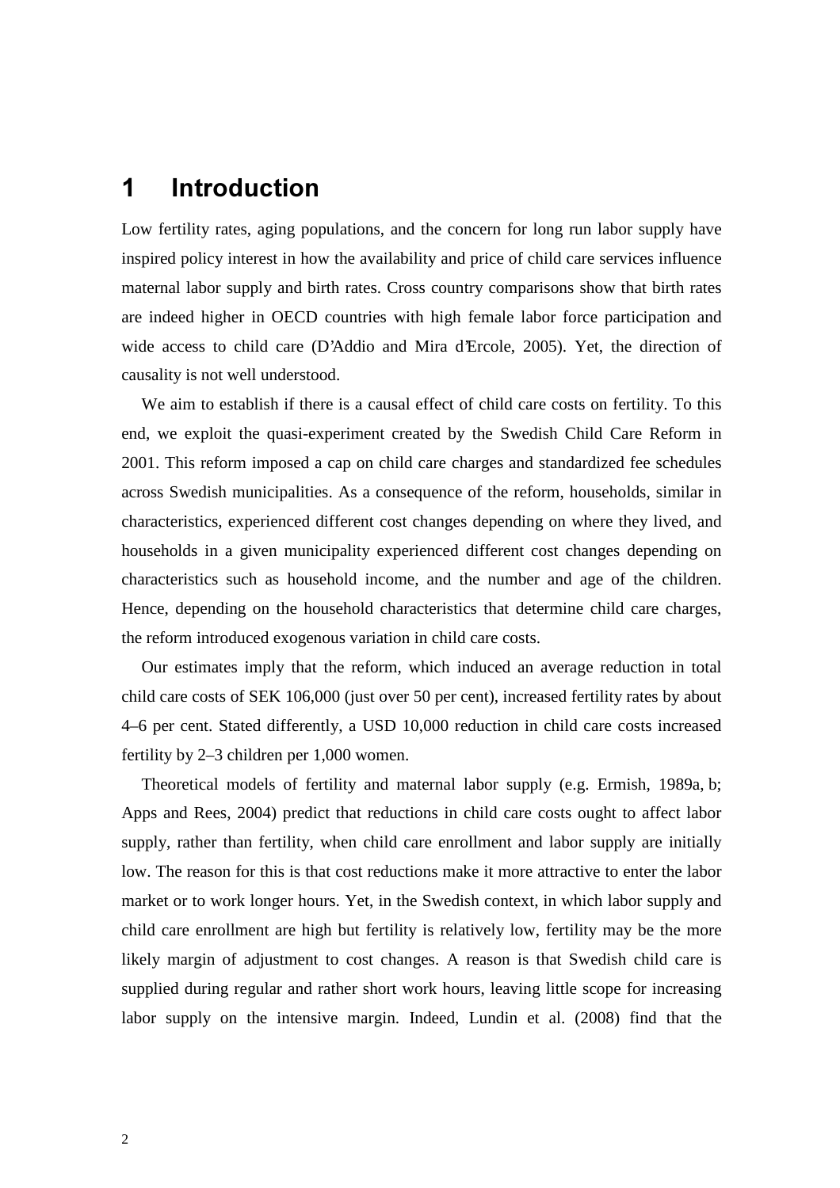# 1 Introduction

Low fertility rates, aging populations, and the concern for long run labor supply have inspired policy interest in how the availability and price of child care services influence maternal labor supply and birth rates. Cross country comparisons show that birth rates are indeed higher in OECD countries with high female labor force participation and wide access to child care (D'Addio and Mira d'Ercole, 2005). Yet, the direction of causality is not well understood.

We aim to establish if there is a causal effect of child care costs on fertility. To this end, we exploit the quasi-experiment created by the Swedish Child Care Reform in 2001. This reform imposed a cap on child care charges and standardized fee schedules across Swedish municipalities. As a consequence of the reform, households, similar in characteristics, experienced different cost changes depending on where they lived, and households in a given municipality experienced different cost changes depending on characteristics such as household income, and the number and age of the children. Hence, depending on the household characteristics that determine child care charges, the reform introduced exogenous variation in child care costs.

Our estimates imply that the reform, which induced an average reduction in total child care costs of SEK 106,000 (just over 50 per cent), increased fertility rates by about 4–6 per cent. Stated differently, a USD 10,000 reduction in child care costs increased fertility by 2–3 children per 1,000 women.

Theoretical models of fertility and maternal labor supply (e.g. Ermish, 1989a, b; Apps and Rees, 2004) predict that reductions in child care costs ought to affect labor supply, rather than fertility, when child care enrollment and labor supply are initially low. The reason for this is that cost reductions make it more attractive to enter the labor market or to work longer hours. Yet, in the Swedish context, in which labor supply and child care enrollment are high but fertility is relatively low, fertility may be the more likely margin of adjustment to cost changes. A reason is that Swedish child care is supplied during regular and rather short work hours, leaving little scope for increasing labor supply on the intensive margin. Indeed, Lundin et al. (2008) find that the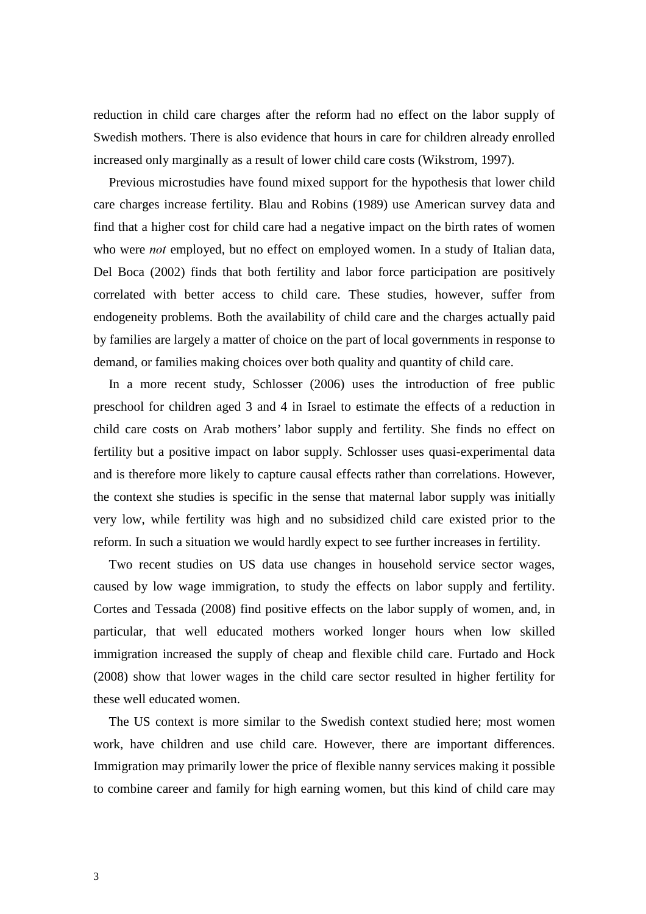reduction in child care charges after the reform had no effect on the labor supply of Swedish mothers. There is also evidence that hours in care for children already enrolled increased only marginally as a result of lower child care costs (Wikstrom, 1997).

Previous microstudies have found mixed support for the hypothesis that lower child care charges increase fertility. Blau and Robins (1989) use American survey data and find that a higher cost for child care had a negative impact on the birth rates of women who were *not* employed, but no effect on employed women. In a study of Italian data, Del Boca (2002) finds that both fertility and labor force participation are positively correlated with better access to child care. These studies, however, suffer from endogeneity problems. Both the availability of child care and the charges actually paid by families are largely a matter of choice on the part of local governments in response to demand, or families making choices over both quality and quantity of child care.

In a more recent study, Schlosser (2006) uses the introduction of free public preschool for children aged 3 and 4 in Israel to estimate the effects of a reduction in child care costs on Arab mothers' labor supply and fertility. She finds no effect on fertility but a positive impact on labor supply. Schlosser uses quasi-experimental data and is therefore more likely to capture causal effects rather than correlations. However, the context she studies is specific in the sense that maternal labor supply was initially very low, while fertility was high and no subsidized child care existed prior to the reform. In such a situation we would hardly expect to see further increases in fertility.

Two recent studies on US data use changes in household service sector wages, caused by low wage immigration, to study the effects on labor supply and fertility. Cortes and Tessada (2008) find positive effects on the labor supply of women, and, in particular, that well educated mothers worked longer hours when low skilled immigration increased the supply of cheap and flexible child care. Furtado and Hock (2008) show that lower wages in the child care sector resulted in higher fertility for these well educated women.

The US context is more similar to the Swedish context studied here; most women work, have children and use child care. However, there are important differences. Immigration may primarily lower the price of flexible nanny services making it possible to combine career and family for high earning women, but this kind of child care may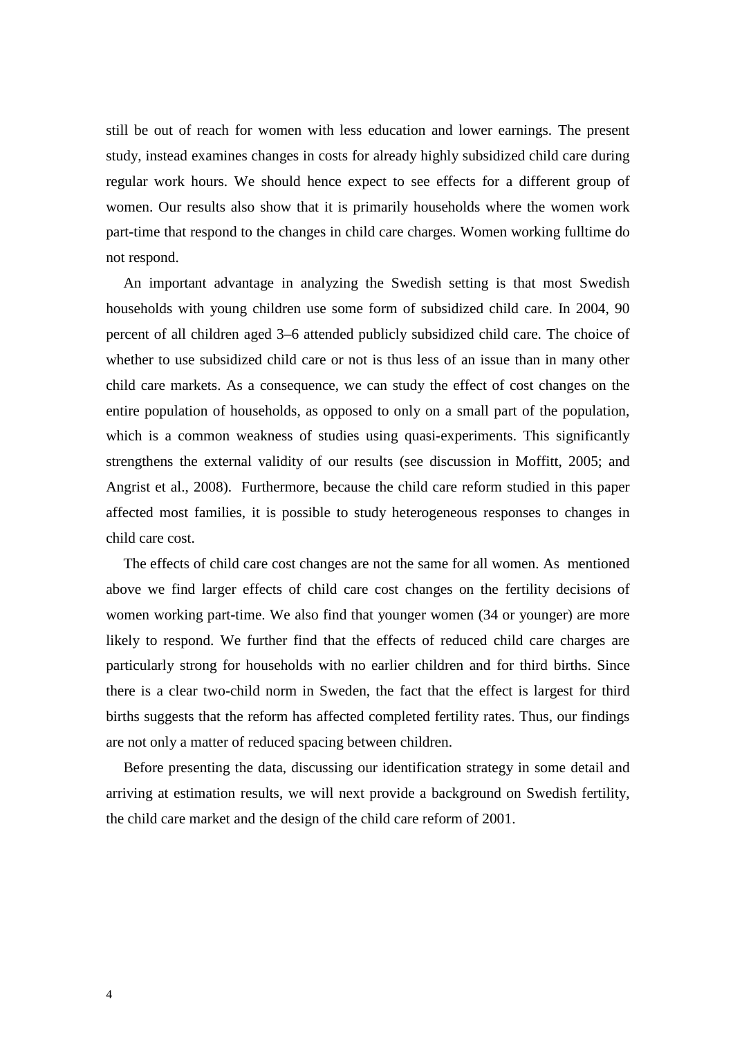still be out of reach for women with less education and lower earnings. The present study, instead examines changes in costs for already highly subsidized child care during regular work hours. We should hence expect to see effects for a different group of women. Our results also show that it is primarily households where the women work part-time that respond to the changes in child care charges. Women working fulltime do not respond.

An important advantage in analyzing the Swedish setting is that most Swedish households with young children use some form of subsidized child care. In 2004, 90 percent of all children aged 3–6 attended publicly subsidized child care. The choice of whether to use subsidized child care or not is thus less of an issue than in many other child care markets. As a consequence, we can study the effect of cost changes on the entire population of households, as opposed to only on a small part of the population, which is a common weakness of studies using quasi-experiments. This significantly strengthens the external validity of our results (see discussion in Moffitt, 2005; and Angrist et al., 2008). Furthermore, because the child care reform studied in this paper affected most families, it is possible to study heterogeneous responses to changes in child care cost.

The effects of child care cost changes are not the same for all women. As mentioned above we find larger effects of child care cost changes on the fertility decisions of women working part-time. We also find that younger women (34 or younger) are more likely to respond. We further find that the effects of reduced child care charges are particularly strong for households with no earlier children and for third births. Since there is a clear two-child norm in Sweden, the fact that the effect is largest for third births suggests that the reform has affected completed fertility rates. Thus, our findings are not only a matter of reduced spacing between children.

Before presenting the data, discussing our identification strategy in some detail and arriving at estimation results, we will next provide a background on Swedish fertility, the child care market and the design of the child care reform of 2001.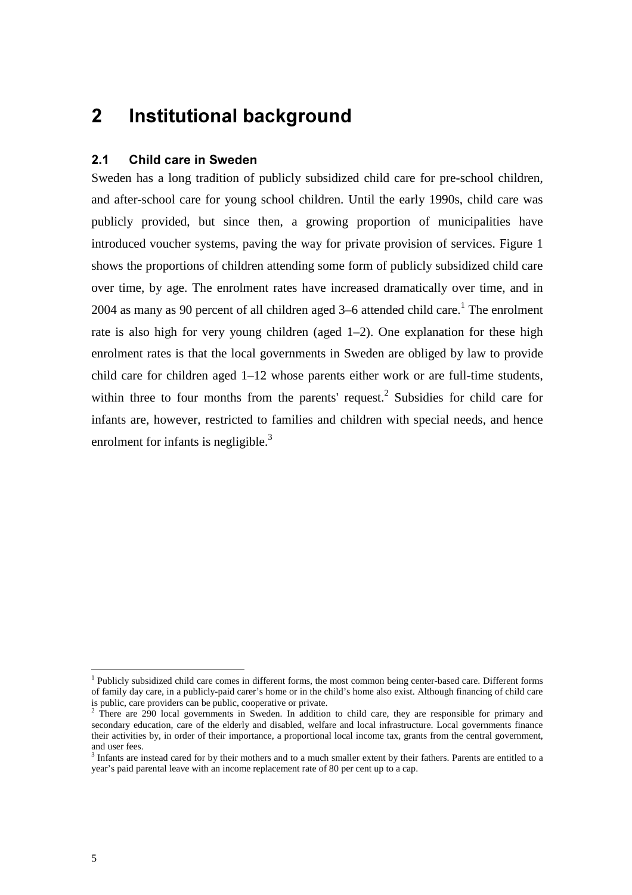# 2 Institutional background

## 2.1 Child care in Sweden

Sweden has a long tradition of publicly subsidized child care for pre-school children, and after-school care for young school children. Until the early 1990s, child care was publicly provided, but since then, a growing proportion of municipalities have introduced voucher systems, paving the way for private provision of services. Figure 1 shows the proportions of children attending some form of publicly subsidized child care over time, by age. The enrolment rates have increased dramatically over time, and in 2004 as many as 90 percent of all children aged 3–6 attended child care.[1] The enrolment rate is also high for very young children (aged 1–2). One explanation for these high enrolment rates is that the local governments in Sweden are obliged by law to provide child care for children aged 1–12 whose parents either work or are full-time students, within three to four months from the parents' request.[2] Subsidies for child care for infants are, however, restricted to families and children with special needs, and hence enrolment for infants is negligible.[3]

---

[1] Publicly subsidized child care comes in different forms, the most common being center-based care. Different forms of family day care, in a publicly-paid carer's home or in the child's home also exist. Although financing of child care is public, care providers can be public, cooperative or private.

[2] There are 290 local governments in Sweden. In addition to child care, they are responsible for primary and secondary education, care of the elderly and disabled, welfare and local infrastructure. Local governments finance their activities by, in order of their importance, a proportional local income tax, grants from the central government, and user fees.

[3] Infants are instead cared for by their mothers and to a much smaller extent by their fathers. Parents are entitled to a year's paid parental leave with an income replacement rate of 80 per cent up to a cap.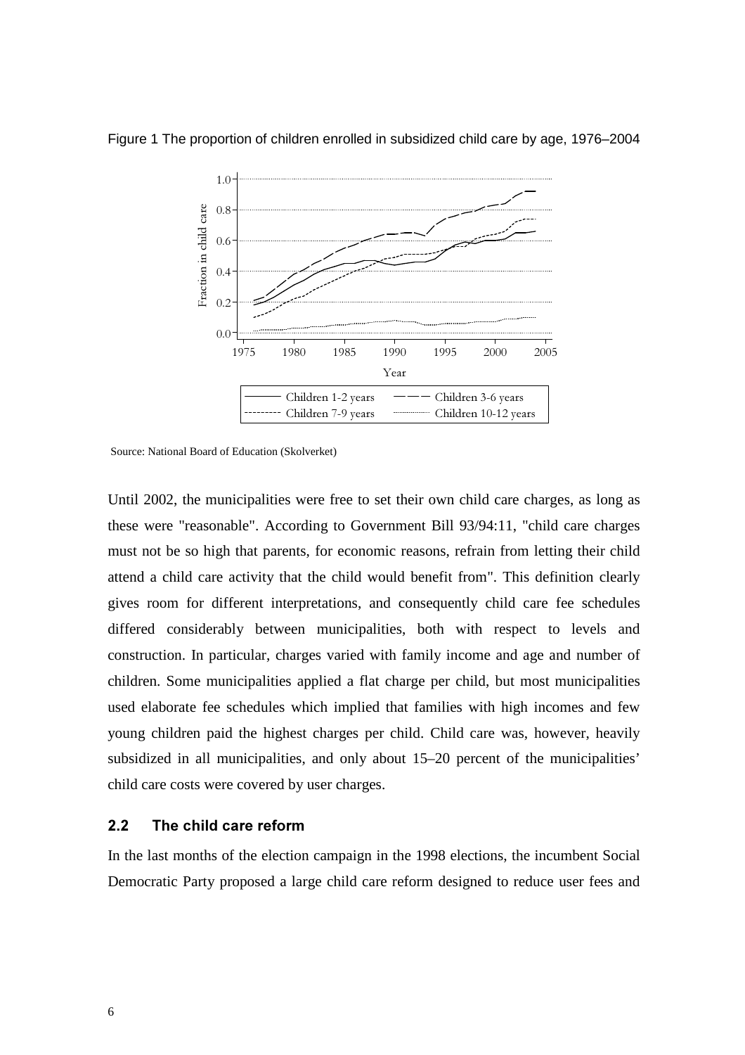Figure 1 The proportion of children enrolled in subsidized child care by age, 1976–2004

Source: National Board of Education (Skolverket)

Until 2002, the municipalities were free to set their own child care charges, as long as these were "reasonable". According to Government Bill 93/94:11, "child care charges must not be so high that parents, for economic reasons, refrain from letting their child attend a child care activity that the child would benefit from". This definition clearly gives room for different interpretations, and consequently child care fee schedules differed considerably between municipalities, both with respect to levels and construction. In particular, charges varied with family income and age and number of children. Some municipalities applied a flat charge per child, but most municipalities used elaborate fee schedules which implied that families with high incomes and few young children paid the highest charges per child. Child care was, however, heavily subsidized in all municipalities, and only about 15–20 percent of the municipalities' child care costs were covered by user charges.

### 2.2 The child care reform

In the last months of the election campaign in the 1998 elections, the incumbent Social Democratic Party proposed a large child care reform designed to reduce user fees and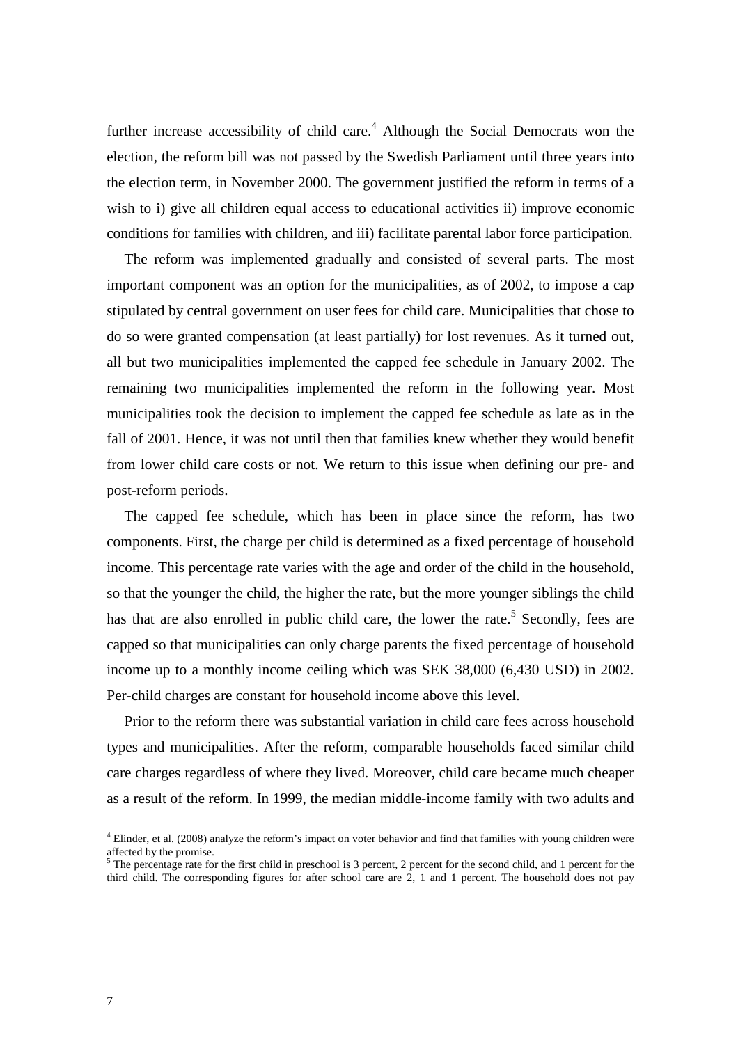further increase accessibility of child care.[4] Although the Social Democrats won the election, the reform bill was not passed by the Swedish Parliament until three years into the election term, in November 2000. The government justified the reform in terms of a wish to i) give all children equal access to educational activities ii) improve economic conditions for families with children, and iii) facilitate parental labor force participation.

The reform was implemented gradually and consisted of several parts. The most important component was an option for the municipalities, as of 2002, to impose a cap stipulated by central government on user fees for child care. Municipalities that chose to do so were granted compensation (at least partially) for lost revenues. As it turned out, all but two municipalities implemented the capped fee schedule in January 2002. The remaining two municipalities implemented the reform in the following year. Most municipalities took the decision to implement the capped fee schedule as late as in the fall of 2001. Hence, it was not until then that families knew whether they would benefit from lower child care costs or not. We return to this issue when defining our pre- and post-reform periods.

The capped fee schedule, which has been in place since the reform, has two components. First, the charge per child is determined as a fixed percentage of household income. This percentage rate varies with the age and order of the child in the household, so that the younger the child, the higher the rate, but the more younger siblings the child has that are also enrolled in public child care, the lower the rate.[5] Secondly, fees are capped so that municipalities can only charge parents the fixed percentage of household income up to a monthly income ceiling which was SEK 38,000 (6,430 USD) in 2002. Per-child charges are constant for household income above this level.

Prior to the reform there was substantial variation in child care fees across household types and municipalities. After the reform, comparable households faced similar child care charges regardless of where they lived. Moreover, child care became much cheaper as a result of the reform. In 1999, the median middle-income family with two adults and

[4] Elinder, et al. (2008) analyze the reform's impact on voter behavior and find that families with young children were affected by the promise.

[5] The percentage rate for the first child in preschool is 3 percent, 2 percent for the second child, and 1 percent for the third child. The corresponding figures for after school care are 2, 1 and 1 percent. The household does not pay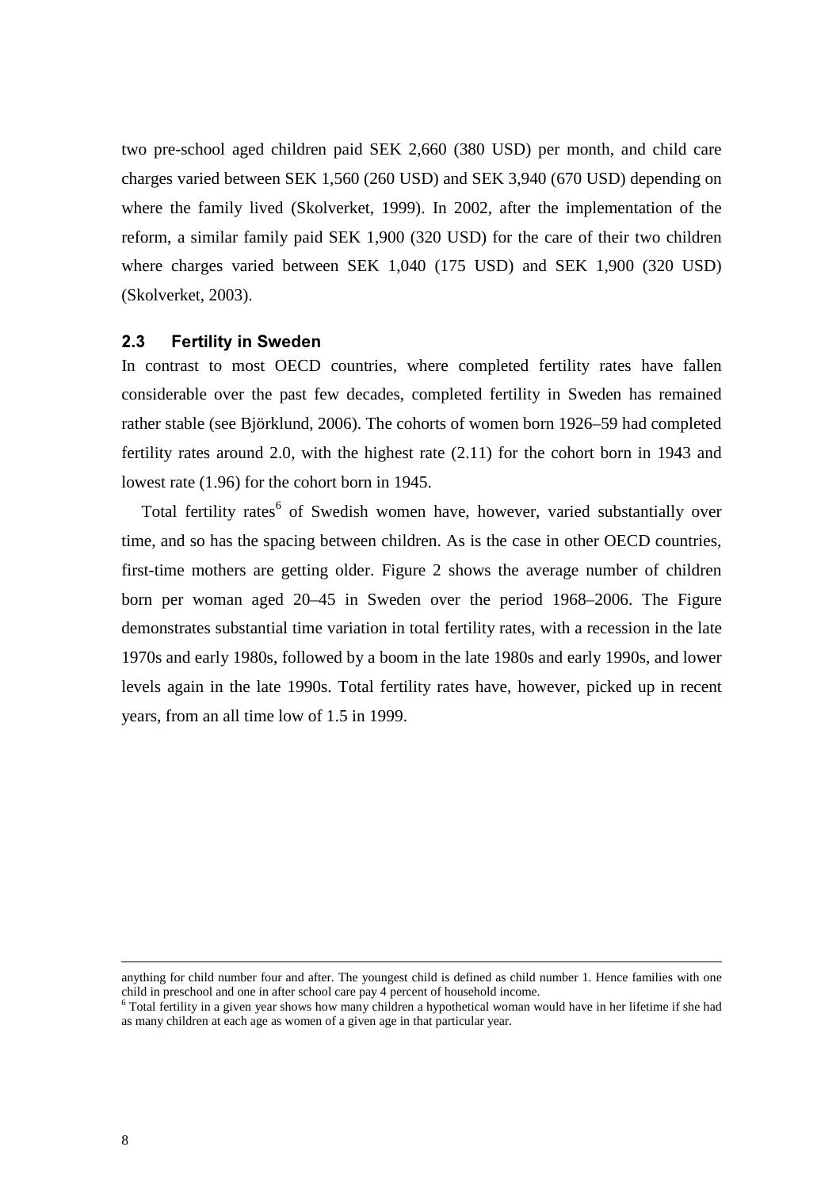two pre-school aged children paid SEK 2,660 (380 USD) per month, and child care charges varied between SEK 1,560 (260 USD) and SEK 3,940 (670 USD) depending on where the family lived (Skolverket, 1999). In 2002, after the implementation of the reform, a similar family paid SEK 1,900 (320 USD) for the care of their two children where charges varied between SEK 1,040 (175 USD) and SEK 1,900 (320 USD) (Skolverket, 2003).

### 2.3 Fertility in Sweden

In contrast to most OECD countries, where completed fertility rates have fallen considerable over the past few decades, completed fertility in Sweden has remained rather stable (see Björklund, 2006). The cohorts of women born 1926–59 had completed fertility rates around 2.0, with the highest rate (2.11) for the cohort born in 1943 and lowest rate (1.96) for the cohort born in 1945.

Total fertility rates[6] of Swedish women have, however, varied substantially over time, and so has the spacing between children. As is the case in other OECD countries, first-time mothers are getting older. Figure 2 shows the average number of children born per woman aged 20–45 in Sweden over the period 1968–2006. The Figure demonstrates substantial time variation in total fertility rates, with a recession in the late 1970s and early 1980s, followed by a boom in the late 1980s and early 1990s, and lower levels again in the late 1990s. Total fertility rates have, however, picked up in recent years, from an all time low of 1.5 in 1999.

---

anything for child number four and after. The youngest child is defined as child number 1. Hence families with one child in preschool and one in after school care pay 4 percent of household income.

[6] Total fertility in a given year shows how many children a hypothetical woman would have in her lifetime if she had as many children at each age as women of a given age in that particular year.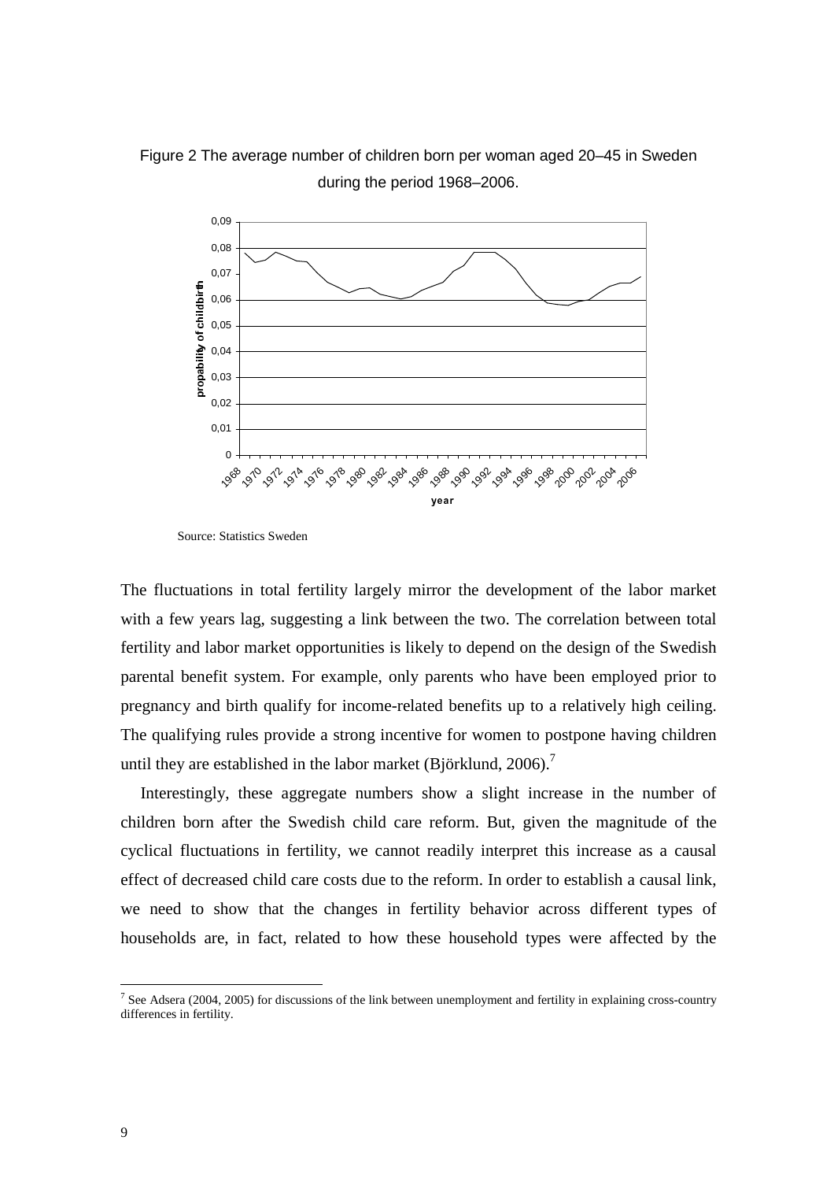Figure 2 The average number of children born per woman aged 20–45 in Sweden during the period 1968–2006.

Source: Statistics Sweden

The fluctuations in total fertility largely mirror the development of the labor market with a few years lag, suggesting a link between the two. The correlation between total fertility and labor market opportunities is likely to depend on the design of the Swedish parental benefit system. For example, only parents who have been employed prior to pregnancy and birth qualify for income-related benefits up to a relatively high ceiling. The qualifying rules provide a strong incentive for women to postpone having children until they are established in the labor market (Björklund, 2006).[7]

Interestingly, these aggregate numbers show a slight increase in the number of children born after the Swedish child care reform. But, given the magnitude of the cyclical fluctuations in fertility, we cannot readily interpret this increase as a causal effect of decreased child care costs due to the reform. In order to establish a causal link, we need to show that the changes in fertility behavior across different types of households are, in fact, related to how these household types were affected by the

[7] See Adsera (2004, 2005) for discussions of the link between unemployment and fertility in explaining cross-country differences in fertility.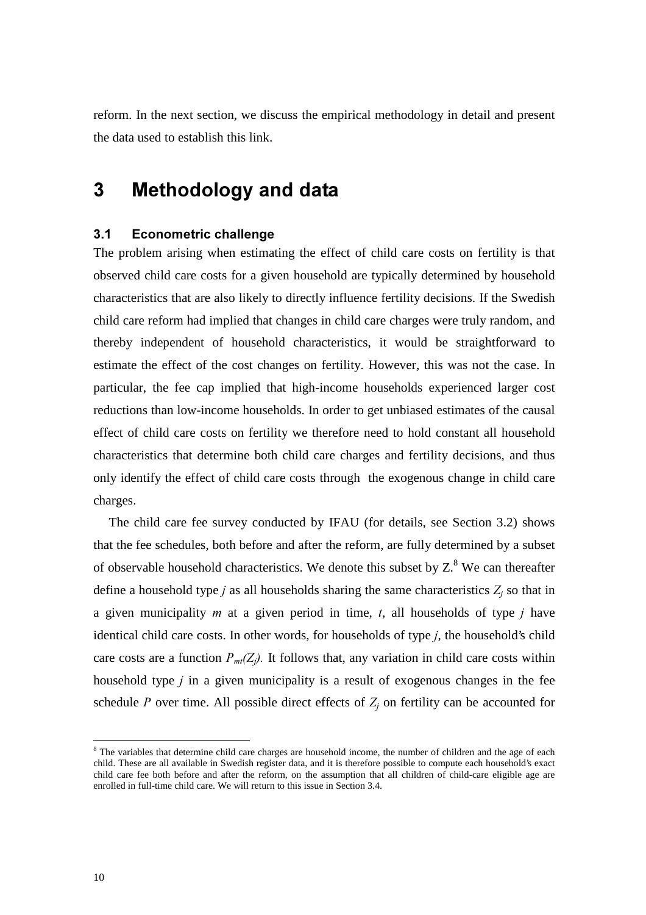reform. In the next section, we discuss the empirical methodology in detail and present the data used to establish this link.

# 3 Methodology and data

## 3.1 Econometric challenge

The problem arising when estimating the effect of child care costs on fertility is that observed child care costs for a given household are typically determined by household characteristics that are also likely to directly influence fertility decisions. If the Swedish child care reform had implied that changes in child care charges were truly random, and thereby independent of household characteristics, it would be straightforward to estimate the effect of the cost changes on fertility. However, this was not the case. In particular, the fee cap implied that high-income households experienced larger cost reductions than low-income households. In order to get unbiased estimates of the causal effect of child care costs on fertility we therefore need to hold constant all household characteristics that determine both child care charges and fertility decisions, and thus only identify the effect of child care costs through the exogenous change in child care charges.

The child care fee survey conducted by IFAU (for details, see Section 3.2) shows that the fee schedules, both before and after the reform, are fully determined by a subset of observable household characteristics. We denote this subset by Z.[8] We can thereafter define a household type $j$ as all households sharing the same characteristics $Z_j$ so that in a given municipality $m$ at a given period in time, $t$, all households of type $j$ have identical child care costs. In other words, for households of type $j$, the household's child care costs are a function $P_{mt}(Z_j)$. It follows that, any variation in child care costs within household type $j$ in a given municipality is a result of exogenous changes in the fee schedule $P$ over time. All possible direct effects of $Z_j$ on fertility can be accounted for

[8] The variables that determine child care charges are household income, the number of children and the age of each child. These are all available in Swedish register data, and it is therefore possible to compute each household's exact child care fee both before and after the reform, on the assumption that all children of child-care eligible age are enrolled in full-time child care. We will return to this issue in Section 3.4.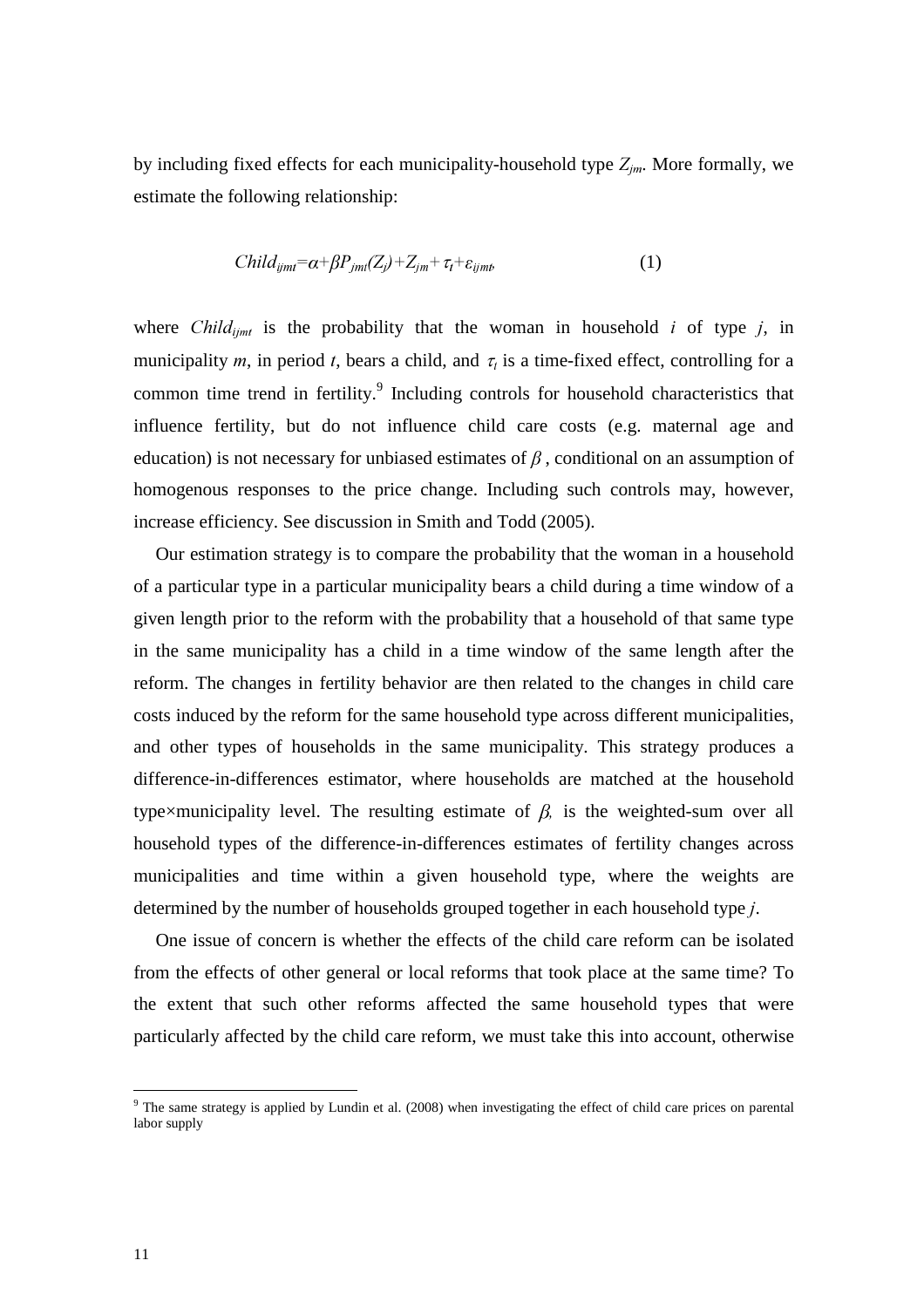by including fixed effects for each municipality-household type $Z_{jm}$. More formally, we estimate the following relationship:

$$Child_{ijmt}=\alpha+\beta P_{jmt}(Z_j)+Z_{jm}+\tau_t+\varepsilon_{ijmt}, \qquad (1)$$

where $Child_{ijmt}$ is the probability that the woman in household $i$ of type $j$, in municipality $m$, in period $t$, bears a child, and $\tau_t$ is a time-fixed effect, controlling for a common time trend in fertility.[9] Including controls for household characteristics that influence fertility, but do not influence child care costs (e.g. maternal age and education) is not necessary for unbiased estimates of $\beta$, conditional on an assumption of homogenous responses to the price change. Including such controls may, however, increase efficiency. See discussion in Smith and Todd (2005).

Our estimation strategy is to compare the probability that the woman in a household of a particular type in a particular municipality bears a child during a time window of a given length prior to the reform with the probability that a household of that same type in the same municipality has a child in a time window of the same length after the reform. The changes in fertility behavior are then related to the changes in child care costs induced by the reform for the same household type across different municipalities, and other types of households in the same municipality. This strategy produces a difference-in-differences estimator, where households are matched at the household type×municipality level. The resulting estimate of $\beta$, is the weighted-sum over all household types of the difference-in-differences estimates of fertility changes across municipalities and time within a given household type, where the weights are determined by the number of households grouped together in each household type $j$.

One issue of concern is whether the effects of the child care reform can be isolated from the effects of other general or local reforms that took place at the same time? To the extent that such other reforms affected the same household types that were particularly affected by the child care reform, we must take this into account, otherwise

[9] The same strategy is applied by Lundin et al. (2008) when investigating the effect of child care prices on parental labor supply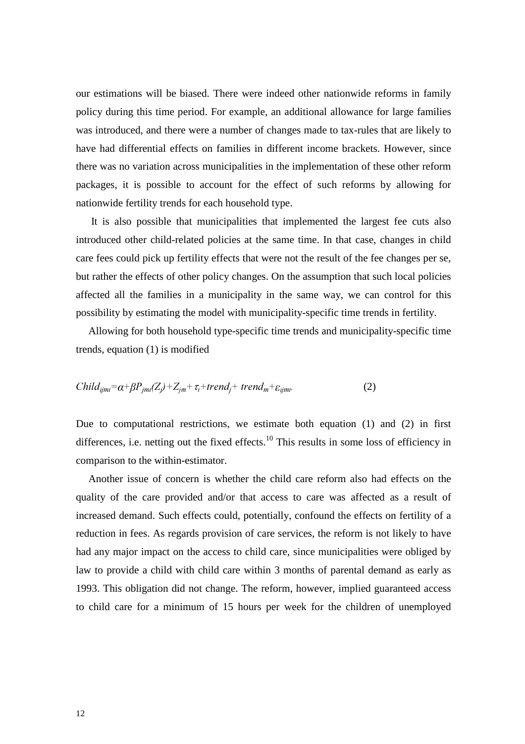our estimations will be biased. There were indeed other nationwide reforms in family policy during this time period. For example, an additional allowance for large families was introduced, and there were a number of changes made to tax-rules that are likely to have had differential effects on families in different income brackets. However, since there was no variation across municipalities in the implementation of these other reform packages, it is possible to account for the effect of such reforms by allowing for nationwide fertility trends for each household type.

It is also possible that municipalities that implemented the largest fee cuts also introduced other child-related policies at the same time. In that case, changes in child care fees could pick up fertility effects that were not the result of the fee changes per se, but rather the effects of other policy changes. On the assumption that such local policies affected all the families in a municipality in the same way, we can control for this possibility by estimating the model with municipality-specific time trends in fertility.

Allowing for both household type-specific time trends and municipality-specific time trends, equation (1) is modified

$$Child_{ijmt}=\alpha+\beta P_{jmt}(Z_j)+Z_{jm}+\tau_t+trend_j+trend_m+\varepsilon_{ijmt}. \quad (2)$$

Due to computational restrictions, we estimate both equation (1) and (2) in first differences, i.e. netting out the fixed effects.[10] This results in some loss of efficiency in comparison to the within-estimator.

Another issue of concern is whether the child care reform also had effects on the quality of the care provided and/or that access to care was affected as a result of increased demand. Such effects could, potentially, confound the effects on fertility of a reduction in fees. As regards provision of care services, the reform is not likely to have had any major impact on the access to child care, since municipalities were obliged by law to provide a child with child care within 3 months of parental demand as early as 1993. This obligation did not change. The reform, however, implied guaranteed access to child care for a minimum of 15 hours per week for the children of unemployed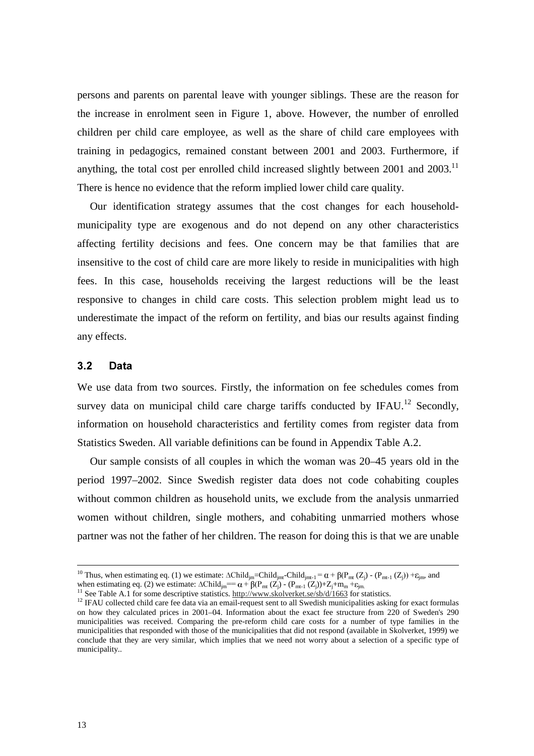persons and parents on parental leave with younger siblings. These are the reason for the increase in enrolment seen in Figure 1, above. However, the number of enrolled children per child care employee, as well as the share of child care employees with training in pedagogics, remained constant between 2001 and 2003. Furthermore, if anything, the total cost per enrolled child increased slightly between 2001 and 2003.[11] There is hence no evidence that the reform implied lower child care quality.

Our identification strategy assumes that the cost changes for each household-municipality type are exogenous and do not depend on any other characteristics affecting fertility decisions and fees. One concern may be that families that are insensitive to the cost of child care are more likely to reside in municipalities with high fees. In this case, households receiving the largest reductions will be the least responsive to changes in child care costs. This selection problem might lead us to underestimate the impact of the reform on fertility, and bias our results against finding any effects.

### 3.2 Data

We use data from two sources. Firstly, the information on fee schedules comes from survey data on municipal child care charge tariffs conducted by IFAU.[12] Secondly, information on household characteristics and fertility comes from register data from Statistics Sweden. All variable definitions can be found in Appendix Table A.2.

Our sample consists of all couples in which the woman was 20–45 years old in the period 1997–2002. Since Swedish register data does not code cohabiting couples without common children as household units, we exclude from the analysis unmarried women without children, single mothers, and cohabiting unmarried mothers whose partner was not the father of her children. The reason for doing this is that we are unable

---

[10] Thus, when estimating eq. (1) we estimate: $\Delta Child_{jm}=Child_{jmt}-Child_{jmt-1} = \alpha + \beta(P_{mt}(Z_j) - (P_{mt-1}(Z_j)) + \varepsilon_{jm}$, and when estimating eq. (2) we estimate: $\Delta Child_{jm} == \alpha + \beta(P_{mt}(Z_j) - (P_{mt-1}(Z_j)) + Z_j + m_m + \varepsilon_{jm}$.

[11] See Table A.1 for some descriptive statistics. http://www.skolverket.se/sb/d/1663 for statistics.

[12] IFAU collected child care fee data via an email-request sent to all Swedish municipalities asking for exact formulas on how they calculated prices in 2001–04. Information about the exact fee structure from 220 of Sweden's 290 municipalities was received. Comparing the pre-reform child care costs for a number of type families in the municipalities that responded with those of the municipalities that did not respond (available in Skolverket, 1999) we conclude that they are very similar, which implies that we need not worry about a selection of a specific type of municipality..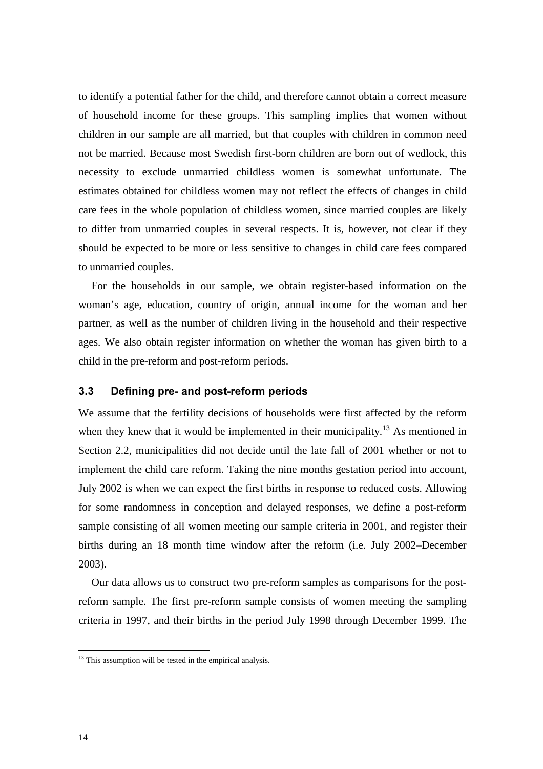to identify a potential father for the child, and therefore cannot obtain a correct measure of household income for these groups. This sampling implies that women without children in our sample are all married, but that couples with children in common need not be married. Because most Swedish first-born children are born out of wedlock, this necessity to exclude unmarried childless women is somewhat unfortunate. The estimates obtained for childless women may not reflect the effects of changes in child care fees in the whole population of childless women, since married couples are likely to differ from unmarried couples in several respects. It is, however, not clear if they should be expected to be more or less sensitive to changes in child care fees compared to unmarried couples.

For the households in our sample, we obtain register-based information on the woman's age, education, country of origin, annual income for the woman and her partner, as well as the number of children living in the household and their respective ages. We also obtain register information on whether the woman has given birth to a child in the pre-reform and post-reform periods.

### 3.3 Defining pre- and post-reform periods

We assume that the fertility decisions of households were first affected by the reform when they knew that it would be implemented in their municipality.[13] As mentioned in Section 2.2, municipalities did not decide until the late fall of 2001 whether or not to implement the child care reform. Taking the nine months gestation period into account, July 2002 is when we can expect the first births in response to reduced costs. Allowing for some randomness in conception and delayed responses, we define a post-reform sample consisting of all women meeting our sample criteria in 2001, and register their births during an 18 month time window after the reform (i.e. July 2002–December 2003).

Our data allows us to construct two pre-reform samples as comparisons for the post-reform sample. The first pre-reform sample consists of women meeting the sampling criteria in 1997, and their births in the period July 1998 through December 1999. The

[13] This assumption will be tested in the empirical analysis.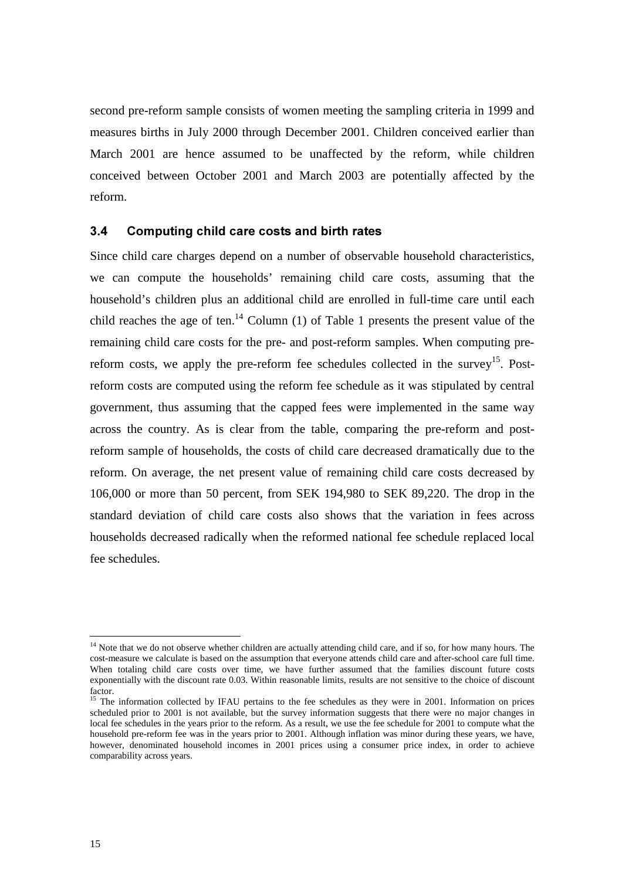second pre-reform sample consists of women meeting the sampling criteria in 1999 and measures births in July 2000 through December 2001. Children conceived earlier than March 2001 are hence assumed to be unaffected by the reform, while children conceived between October 2001 and March 2003 are potentially affected by the reform.

### 3.4 Computing child care costs and birth rates

Since child care charges depend on a number of observable household characteristics, we can compute the households' remaining child care costs, assuming that the household's children plus an additional child are enrolled in full-time care until each child reaches the age of ten.[14] Column (1) of Table 1 presents the present value of the remaining child care costs for the pre- and post-reform samples. When computing pre-reform costs, we apply the pre-reform fee schedules collected in the survey[15]. Post-reform costs are computed using the reform fee schedule as it was stipulated by central government, thus assuming that the capped fees were implemented in the same way across the country. As is clear from the table, comparing the pre-reform and post-reform sample of households, the costs of child care decreased dramatically due to the reform. On average, the net present value of remaining child care costs decreased by 106,000 or more than 50 percent, from SEK 194,980 to SEK 89,220. The drop in the standard deviation of child care costs also shows that the variation in fees across households decreased radically when the reformed national fee schedule replaced local fee schedules.

---

[14] Note that we do not observe whether children are actually attending child care, and if so, for how many hours. The cost-measure we calculate is based on the assumption that everyone attends child care and after-school care full time. When totaling child care costs over time, we have further assumed that the families discount future costs exponentially with the discount rate 0.03. Within reasonable limits, results are not sensitive to the choice of discount factor.

[15] The information collected by IFAU pertains to the fee schedules as they were in 2001. Information on prices scheduled prior to 2001 is not available, but the survey information suggests that there were no major changes in local fee schedules in the years prior to the reform. As a result, we use the fee schedule for 2001 to compute what the household pre-reform fee was in the years prior to 2001. Although inflation was minor during these years, we have, however, denominated household incomes in 2001 prices using a consumer price index, in order to achieve comparability across years.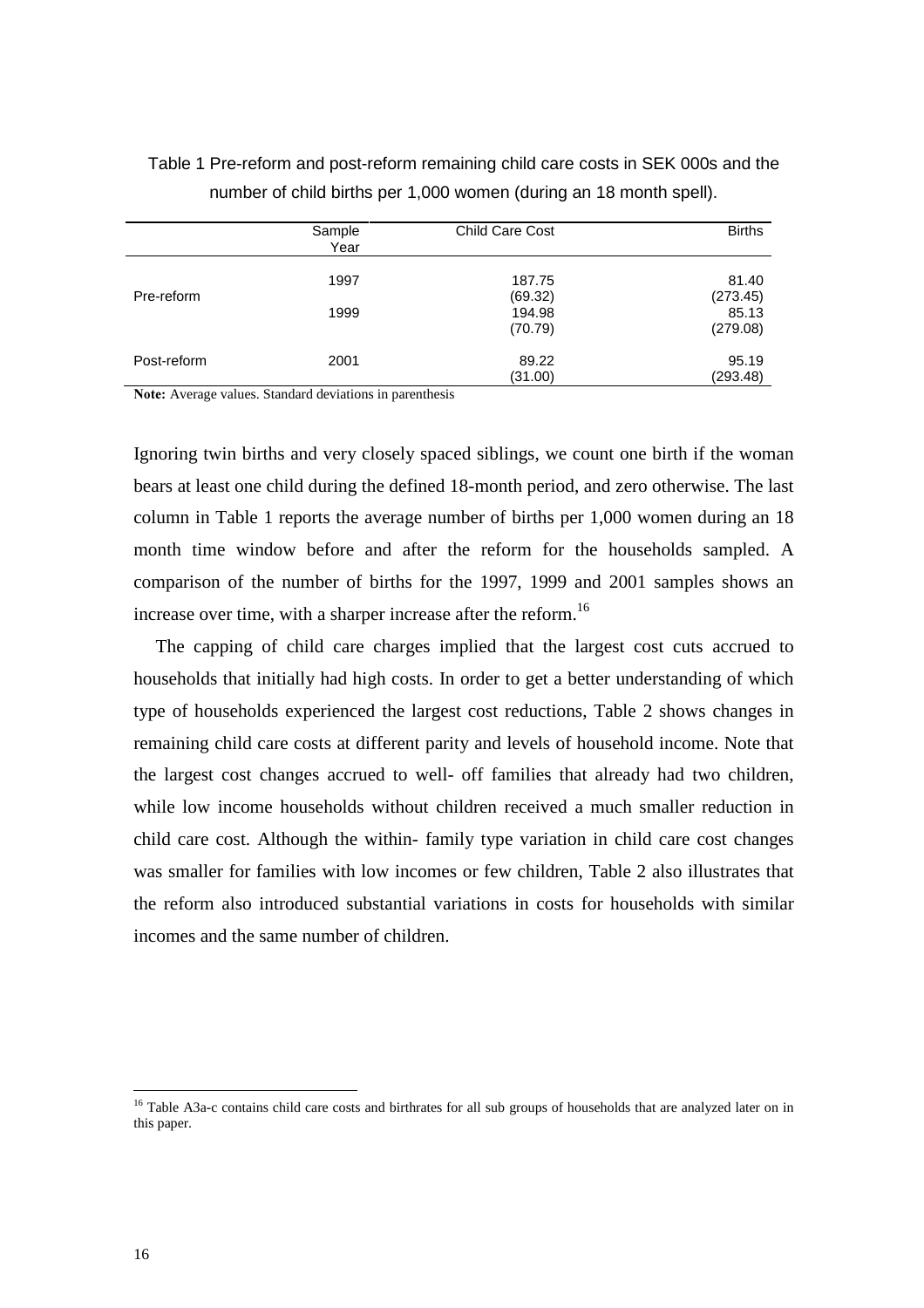Table 1 Pre-reform and post-reform remaining child care costs in SEK 000s and the number of child births per 1,000 women (during an 18 month spell).

| | Sample Year | Child Care Cost | Births |
|---|---|---|---|
| Pre-reform | 1997 | 187.75 | 81.40 |
| | | (69.32) | (273.45) |
| | 1999 | 194.98 | 85.13 |
| | | (70.79) | (279.08) |
| Post-reform | 2001 | 89.22 | 95.19 |
| | | (31.00) | (293.48) |

**Note:** Average values. Standard deviations in parenthesis

Ignoring twin births and very closely spaced siblings, we count one birth if the woman bears at least one child during the defined 18-month period, and zero otherwise. The last column in Table 1 reports the average number of births per 1,000 women during an 18 month time window before and after the reform for the households sampled. A comparison of the number of births for the 1997, 1999 and 2001 samples shows an increase over time, with a sharper increase after the reform.[16]

The capping of child care charges implied that the largest cost cuts accrued to households that initially had high costs. In order to get a better understanding of which type of households experienced the largest cost reductions, Table 2 shows changes in remaining child care costs at different parity and levels of household income. Note that the largest cost changes accrued to well- off families that already had two children, while low income households without children received a much smaller reduction in child care cost. Although the within- family type variation in child care cost changes was smaller for families with low incomes or few children, Table 2 also illustrates that the reform also introduced substantial variations in costs for households with similar incomes and the same number of children.

[16] Table A3a-c contains child care costs and birthrates for all sub groups of households that are analyzed later on in this paper.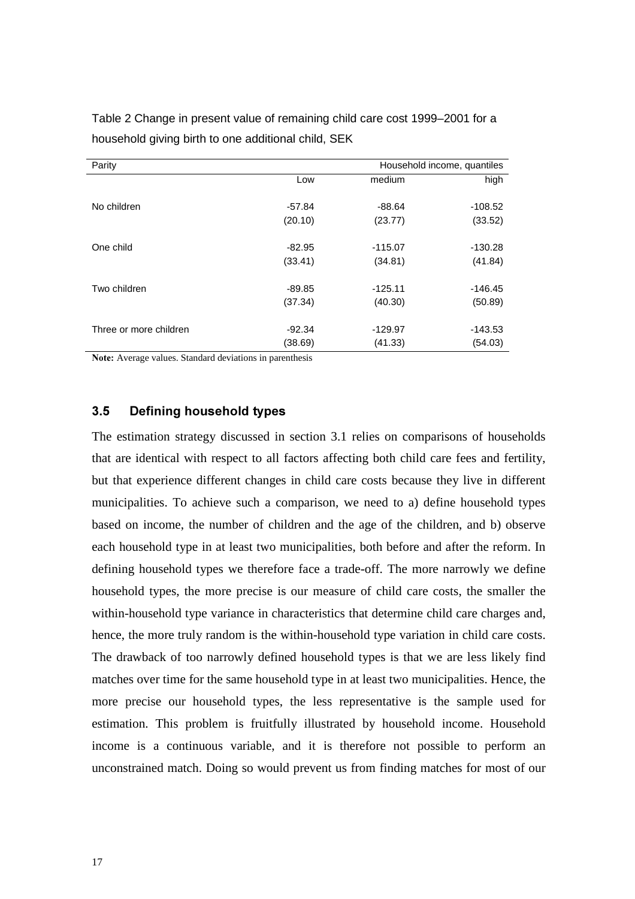Table 2 Change in present value of remaining child care cost 1999–2001 for a household giving birth to one additional child, SEK

| Parity | Household income, quantiles | | |
|---|---|---|---|
| | Low | medium | high |
| No children | -57.84 | -88.64 | -108.52 |
| | (20.10) | (23.77) | (33.52) |
| One child | -82.95 | -115.07 | -130.28 |
| | (33.41) | (34.81) | (41.84) |
| Two children | -89.85 | -125.11 | -146.45 |
| | (37.34) | (40.30) | (50.89) |
| Three or more children | -92.34 | -129.97 | -143.53 |
| | (38.69) | (41.33) | (54.03) |

**Note:** Average values. Standard deviations in parenthesis

### 3.5 Defining household types

The estimation strategy discussed in section 3.1 relies on comparisons of households that are identical with respect to all factors affecting both child care fees and fertility, but that experience different changes in child care costs because they live in different municipalities. To achieve such a comparison, we need to a) define household types based on income, the number of children and the age of the children, and b) observe each household type in at least two municipalities, both before and after the reform. In defining household types we therefore face a trade-off. The more narrowly we define household types, the more precise is our measure of child care costs, the smaller the within-household type variance in characteristics that determine child care charges and, hence, the more truly random is the within-household type variation in child care costs. The drawback of too narrowly defined household types is that we are less likely find matches over time for the same household type in at least two municipalities. Hence, the more precise our household types, the less representative is the sample used for estimation. This problem is fruitfully illustrated by household income. Household income is a continuous variable, and it is therefore not possible to perform an unconstrained match. Doing so would prevent us from finding matches for most of our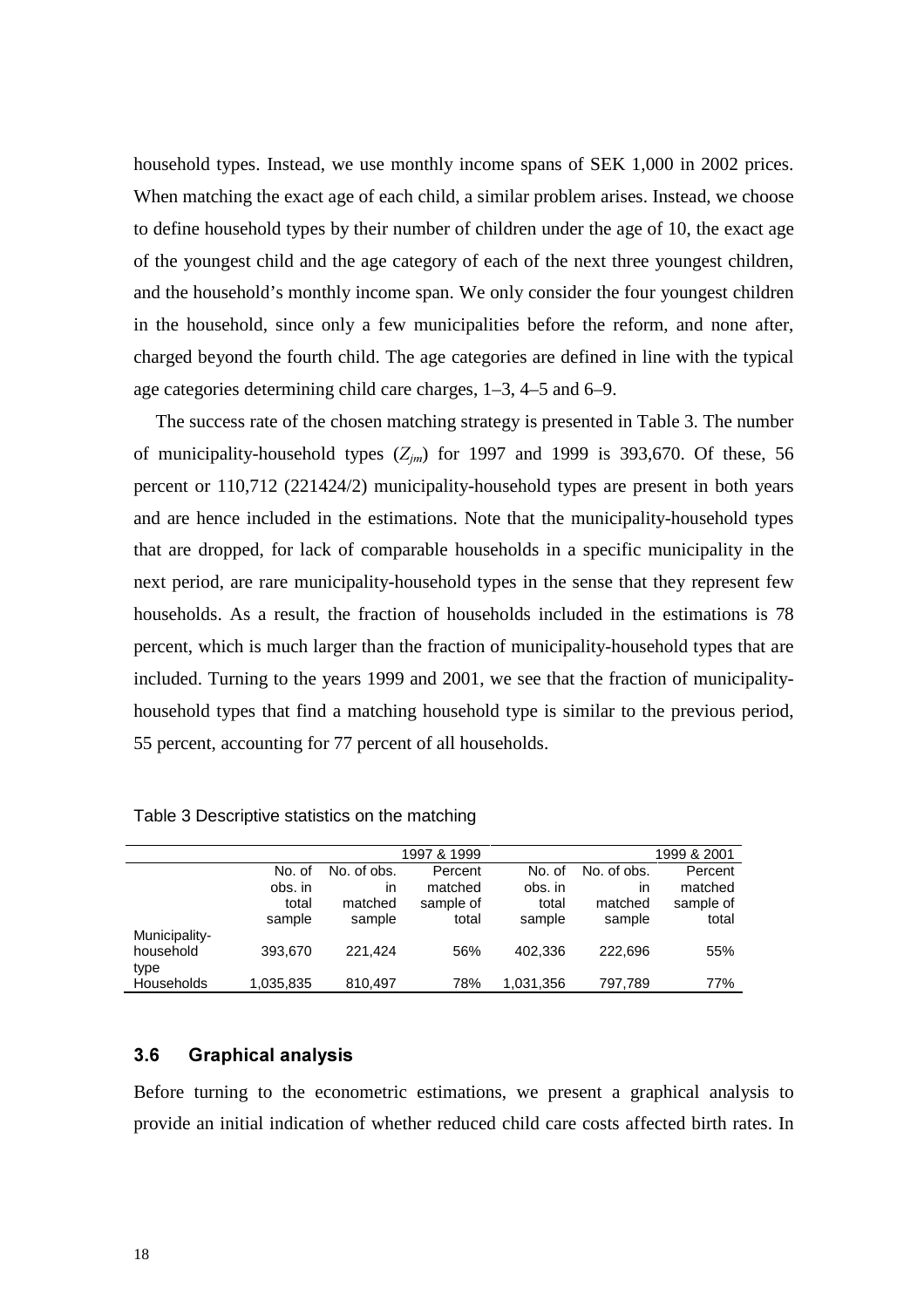household types. Instead, we use monthly income spans of SEK 1,000 in 2002 prices. When matching the exact age of each child, a similar problem arises. Instead, we choose to define household types by their number of children under the age of 10, the exact age of the youngest child and the age category of each of the next three youngest children, and the household's monthly income span. We only consider the four youngest children in the household, since only a few municipalities before the reform, and none after, charged beyond the fourth child. The age categories are defined in line with the typical age categories determining child care charges, 1–3, 4–5 and 6–9.

The success rate of the chosen matching strategy is presented in Table 3. The number of municipality-household types ($Z_{jm}$) for 1997 and 1999 is 393,670. Of these, 56 percent or 110,712 (221424/2) municipality-household types are present in both years and are hence included in the estimations. Note that the municipality-household types that are dropped, for lack of comparable households in a specific municipality in the next period, are rare municipality-household types in the sense that they represent few households. As a result, the fraction of households included in the estimations is 78 percent, which is much larger than the fraction of municipality-household types that are included. Turning to the years 1999 and 2001, we see that the fraction of municipality-household types that find a matching household type is similar to the previous period, 55 percent, accounting for 77 percent of all households.

Table 3 Descriptive statistics on the matching

| | 1997 & 1999 | | | 1999 & 2001 | | |
|---|---|---|---|---|---|---|
| | No. of obs. in total sample | No. of obs. in matched sample | Percent matched sample of total | No. of obs. in total sample | No. of obs. in matched sample | Percent matched sample of total |
| Municipality-household type | 393,670 | 221,424 | 56% | 402,336 | 222,696 | 55% |
| Households | 1,035,835 | 810,497 | 78% | 1,031,356 | 797,789 | 77% |

### 3.6 Graphical analysis

Before turning to the econometric estimations, we present a graphical analysis to provide an initial indication of whether reduced child care costs affected birth rates. In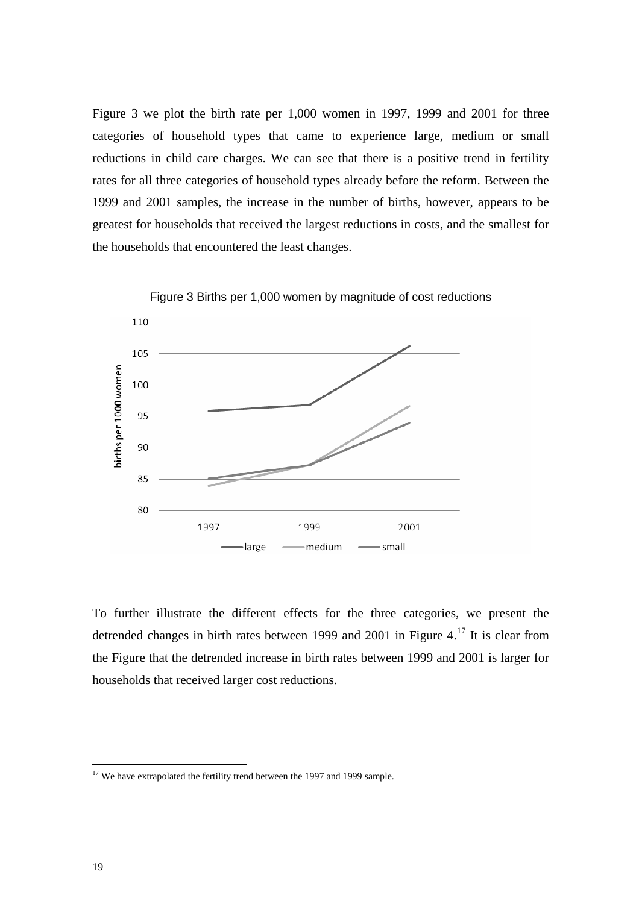Figure 3 we plot the birth rate per 1,000 women in 1997, 1999 and 2001 for three categories of household types that came to experience large, medium or small reductions in child care charges. We can see that there is a positive trend in fertility rates for all three categories of household types already before the reform. Between the 1999 and 2001 samples, the increase in the number of births, however, appears to be greatest for households that received the largest reductions in costs, and the smallest for the households that encountered the least changes.

Figure 3 Births per 1,000 women by magnitude of cost reductions

To further illustrate the different effects for the three categories, we present the detrended changes in birth rates between 1999 and 2001 in Figure 4.[17] It is clear from the Figure that the detrended increase in birth rates between 1999 and 2001 is larger for households that received larger cost reductions.

[17] We have extrapolated the fertility trend between the 1997 and 1999 sample.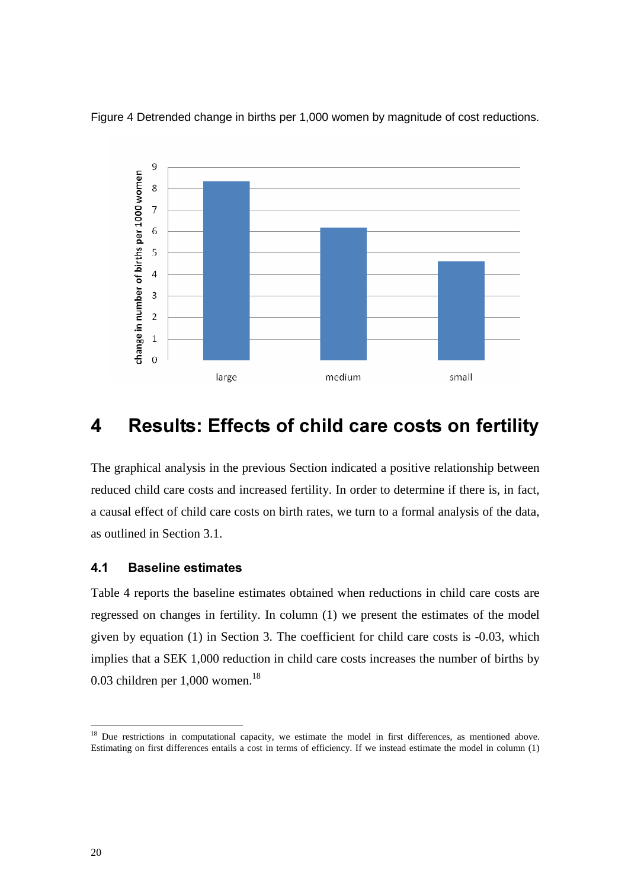Figure 4 Detrended change in births per 1,000 women by magnitude of cost reductions.

## 4 Results: Effects of child care costs on fertility

The graphical analysis in the previous Section indicated a positive relationship between reduced child care costs and increased fertility. In order to determine if there is, in fact, a causal effect of child care costs on birth rates, we turn to a formal analysis of the data, as outlined in Section 3.1.

### 4.1 Baseline estimates

Table 4 reports the baseline estimates obtained when reductions in child care costs are regressed on changes in fertility. In column (1) we present the estimates of the model given by equation (1) in Section 3. The coefficient for child care costs is -0.03, which implies that a SEK 1,000 reduction in child care costs increases the number of births by 0.03 children per 1,000 women.[18]

[18] Due restrictions in computational capacity, we estimate the model in first differences, as mentioned above. Estimating on first differences entails a cost in terms of efficiency. If we instead estimate the model in column (1)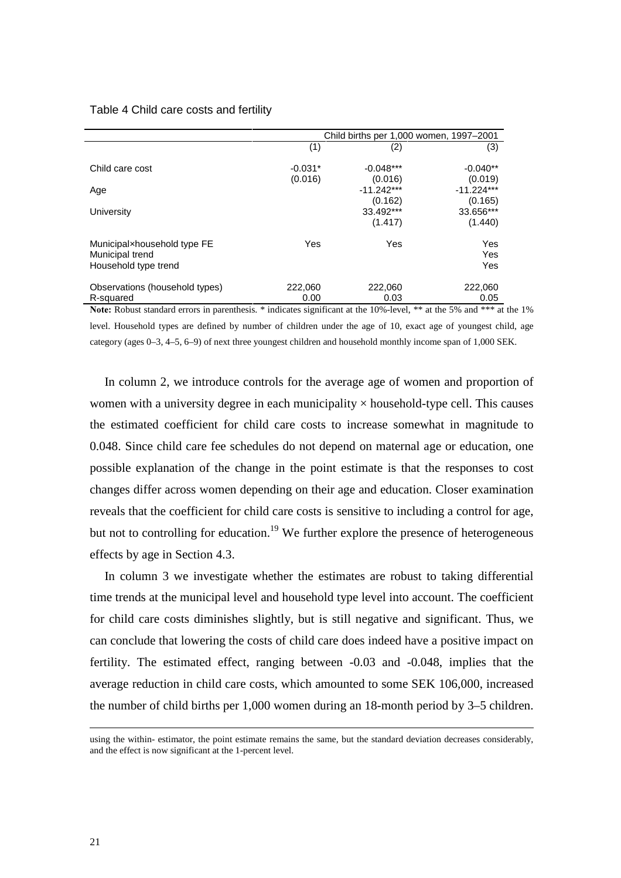Table 4 Child care costs and fertility

| | Child births per 1,000 women, 1997–2001 | | |
|---|---|---|---|
| | (1) | (2) | (3) |
| Child care cost | -0.031* | -0.048*** | -0.040** |
| | (0.016) | (0.016) | (0.019) |
| Age | | -11.242*** | -11.224*** |
| | | (0.162) | (0.165) |
| University | | 33.492*** | 33.656*** |
| | | (1.417) | (1.440) |
| Municipal×household type FE | Yes | Yes | Yes |
| Municipal trend | | | Yes |
| Household type trend | | | Yes |
| Observations (household types) | 222,060 | 222,060 | 222,060 |
| R-squared | 0.00 | 0.03 | 0.05 |

**Note:** Robust standard errors in parenthesis. * indicates significant at the 10%-level, ** at the 5% and *** at the 1% level. Household types are defined by number of children under the age of 10, exact age of youngest child, age category (ages 0–3, 4–5, 6–9) of next three youngest children and household monthly income span of 1,000 SEK.

In column 2, we introduce controls for the average age of women and proportion of women with a university degree in each municipality × household-type cell. This causes the estimated coefficient for child care costs to increase somewhat in magnitude to 0.048. Since child care fee schedules do not depend on maternal age or education, one possible explanation of the change in the point estimate is that the responses to cost changes differ across women depending on their age and education. Closer examination reveals that the coefficient for child care costs is sensitive to including a control for age, but not to controlling for education.[19] We further explore the presence of heterogeneous effects by age in Section 4.3.

In column 3 we investigate whether the estimates are robust to taking differential time trends at the municipal level and household type level into account. The coefficient for child care costs diminishes slightly, but is still negative and significant. Thus, we can conclude that lowering the costs of child care does indeed have a positive impact on fertility. The estimated effect, ranging between -0.03 and -0.048, implies that the average reduction in child care costs, which amounted to some SEK 106,000, increased the number of child births per 1,000 women during an 18-month period by 3–5 children.

using the within- estimator, the point estimate remains the same, but the standard deviation decreases considerably, and the effect is now significant at the 1-percent level.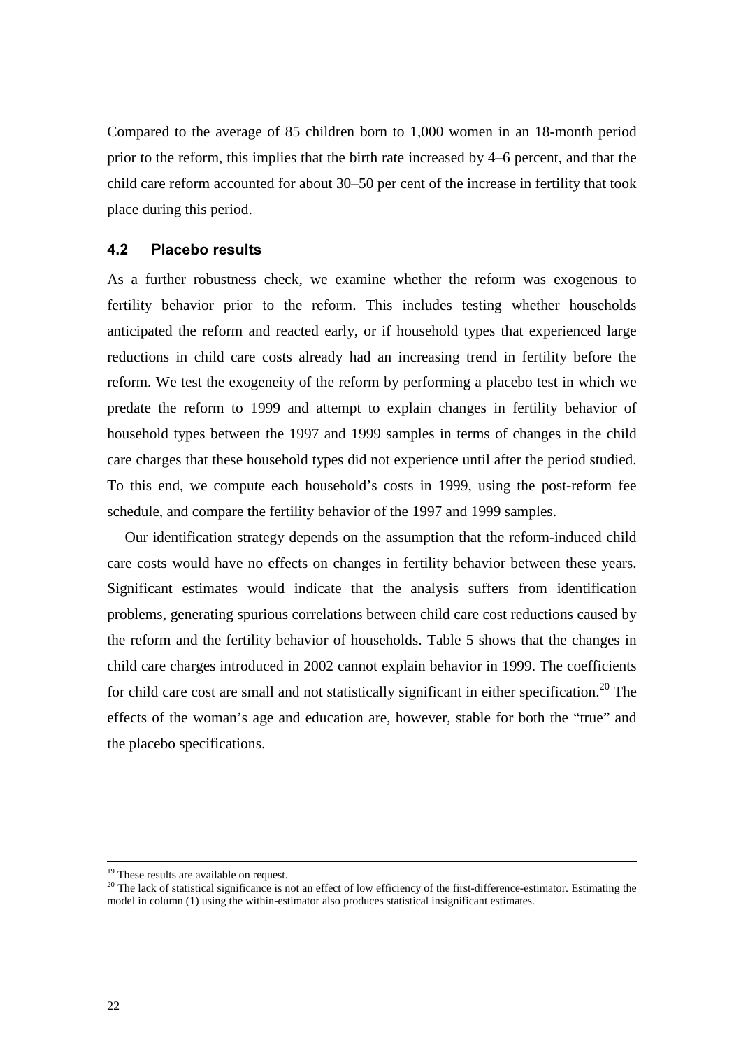Compared to the average of 85 children born to 1,000 women in an 18-month period prior to the reform, this implies that the birth rate increased by 4–6 percent, and that the child care reform accounted for about 30–50 per cent of the increase in fertility that took place during this period.

### 4.2 Placebo results

As a further robustness check, we examine whether the reform was exogenous to fertility behavior prior to the reform. This includes testing whether households anticipated the reform and reacted early, or if household types that experienced large reductions in child care costs already had an increasing trend in fertility before the reform. We test the exogeneity of the reform by performing a placebo test in which we predate the reform to 1999 and attempt to explain changes in fertility behavior of household types between the 1997 and 1999 samples in terms of changes in the child care charges that these household types did not experience until after the period studied. To this end, we compute each household's costs in 1999, using the post-reform fee schedule, and compare the fertility behavior of the 1997 and 1999 samples.

Our identification strategy depends on the assumption that the reform-induced child care costs would have no effects on changes in fertility behavior between these years. Significant estimates would indicate that the analysis suffers from identification problems, generating spurious correlations between child care cost reductions caused by the reform and the fertility behavior of households. Table 5 shows that the changes in child care charges introduced in 2002 cannot explain behavior in 1999. The coefficients for child care cost are small and not statistically significant in either specification.[20] The effects of the woman's age and education are, however, stable for both the "true" and the placebo specifications.

---

[19] These results are available on request.

[20] The lack of statistical significance is not an effect of low efficiency of the first-difference-estimator. Estimating the model in column (1) using the within-estimator also produces statistical insignificant estimates.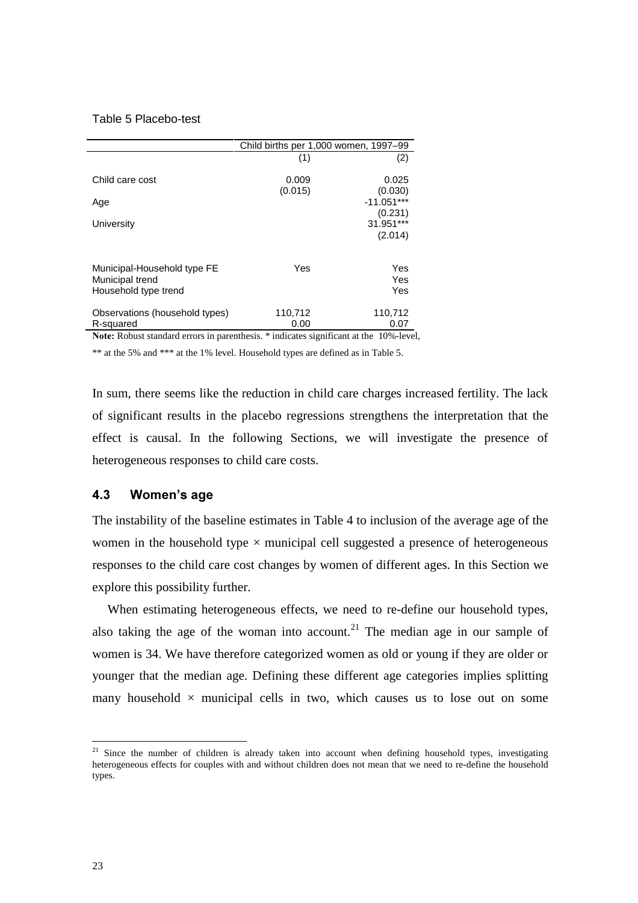Table 5 Placebo-test

| | Child births per 1,000 women, 1997–99 | |
|---|---|---|
| | (1) | (2) |
| Child care cost | 0.009 | 0.025 |
| | (0.015) | (0.030) |
| Age | | -11.051*** |
| | | (0.231) |
| University | | 31.951*** |
| | | (2.014) |
| Municipal-Household type FE | Yes | Yes |
| Municipal trend | | Yes |
| Household type trend | | Yes |
| Observations (household types) | 110,712 | 110,712 |
| R-squared | 0.00 | 0.07 |

**Note:** Robust standard errors in parenthesis. * indicates significant at the 10%-level, ** at the 5% and *** at the 1% level. Household types are defined as in Table 5.

In sum, there seems like the reduction in child care charges increased fertility. The lack of significant results in the placebo regressions strengthens the interpretation that the effect is causal. In the following Sections, we will investigate the presence of heterogeneous responses to child care costs.

### 4.3 Women's age

The instability of the baseline estimates in Table 4 to inclusion of the average age of the women in the household type × municipal cell suggested a presence of heterogeneous responses to the child care cost changes by women of different ages. In this Section we explore this possibility further.

When estimating heterogeneous effects, we need to re-define our household types, also taking the age of the woman into account.[21] The median age in our sample of women is 34. We have therefore categorized women as old or young if they are older or younger that the median age. Defining these different age categories implies splitting many household × municipal cells in two, which causes us to lose out on some

[21] Since the number of children is already taken into account when defining household types, investigating heterogeneous effects for couples with and without children does not mean that we need to re-define the household types.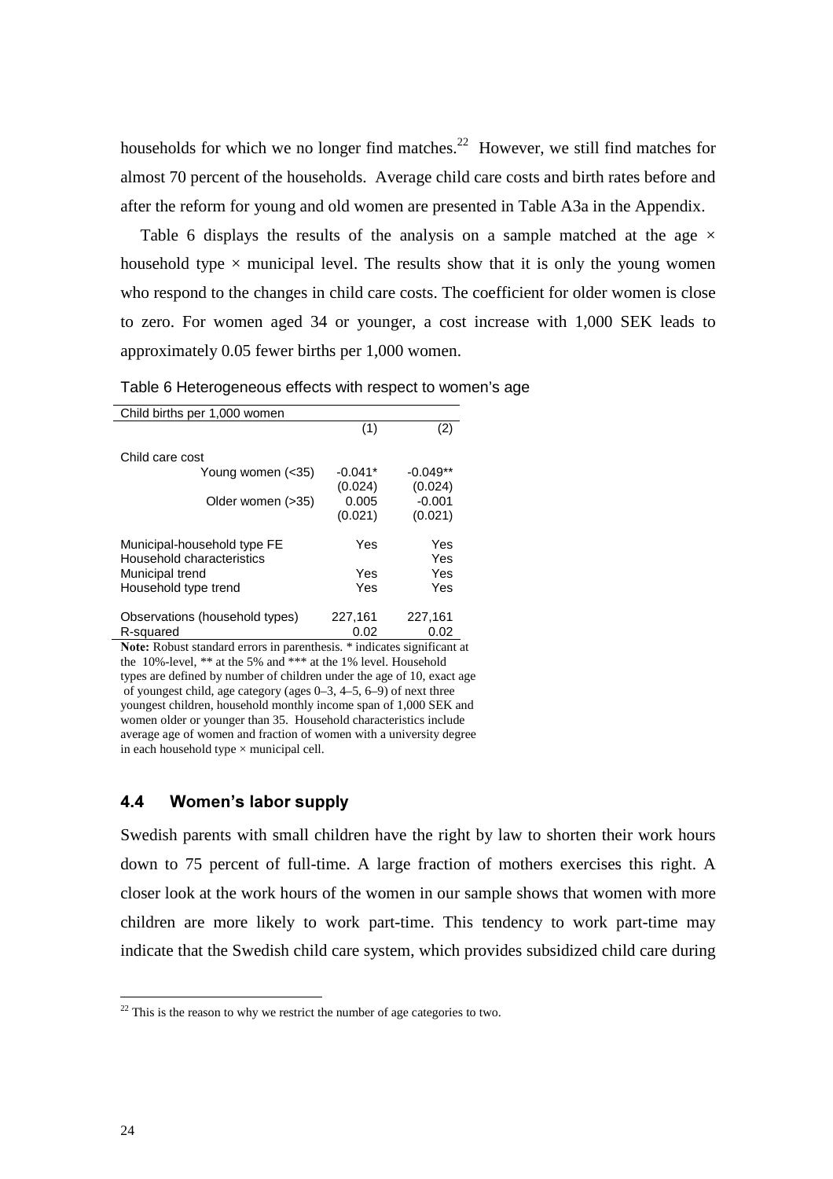households for which we no longer find matches.[22] However, we still find matches for almost 70 percent of the households. Average child care costs and birth rates before and after the reform for young and old women are presented in Table A3a in the Appendix.

Table 6 displays the results of the analysis on a sample matched at the age × household type × municipal level. The results show that it is only the young women who respond to the changes in child care costs. The coefficient for older women is close to zero. For women aged 34 or younger, a cost increase with 1,000 SEK leads to approximately 0.05 fewer births per 1,000 women.

Table 6 Heterogeneous effects with respect to women's age

| Child births per 1,000 women | (1) | (2) |
|---|---|---|
| Child care cost | | |
| Young women (<35) | -0.041* | -0.049** |
| | (0.024) | (0.024) |
| Older women (>35) | 0.005 | -0.001 |
| | (0.021) | (0.021) |
| Municipal-household type FE | Yes | Yes |
| Household characteristics | | Yes |
| Municipal trend | Yes | Yes |
| Household type trend | Yes | Yes |
| Observations (household types) | 227,161 | 227,161 |
| R-squared | 0.02 | 0.02 |

**Note:** Robust standard errors in parenthesis. * indicates significant at the 10%-level, ** at the 5% and *** at the 1% level. Household types are defined by number of children under the age of 10, exact age of youngest child, age category (ages 0–3, 4–5, 6–9) of next three youngest children, household monthly income span of 1,000 SEK and women older or younger than 35. Household characteristics include average age of women and fraction of women with a university degree in each household type × municipal cell.

### 4.4 Women's labor supply

Swedish parents with small children have the right by law to shorten their work hours down to 75 percent of full-time. A large fraction of mothers exercises this right. A closer look at the work hours of the women in our sample shows that women with more children are more likely to work part-time. This tendency to work part-time may indicate that the Swedish child care system, which provides subsidized child care during

[22] This is the reason to why we restrict the number of age categories to two.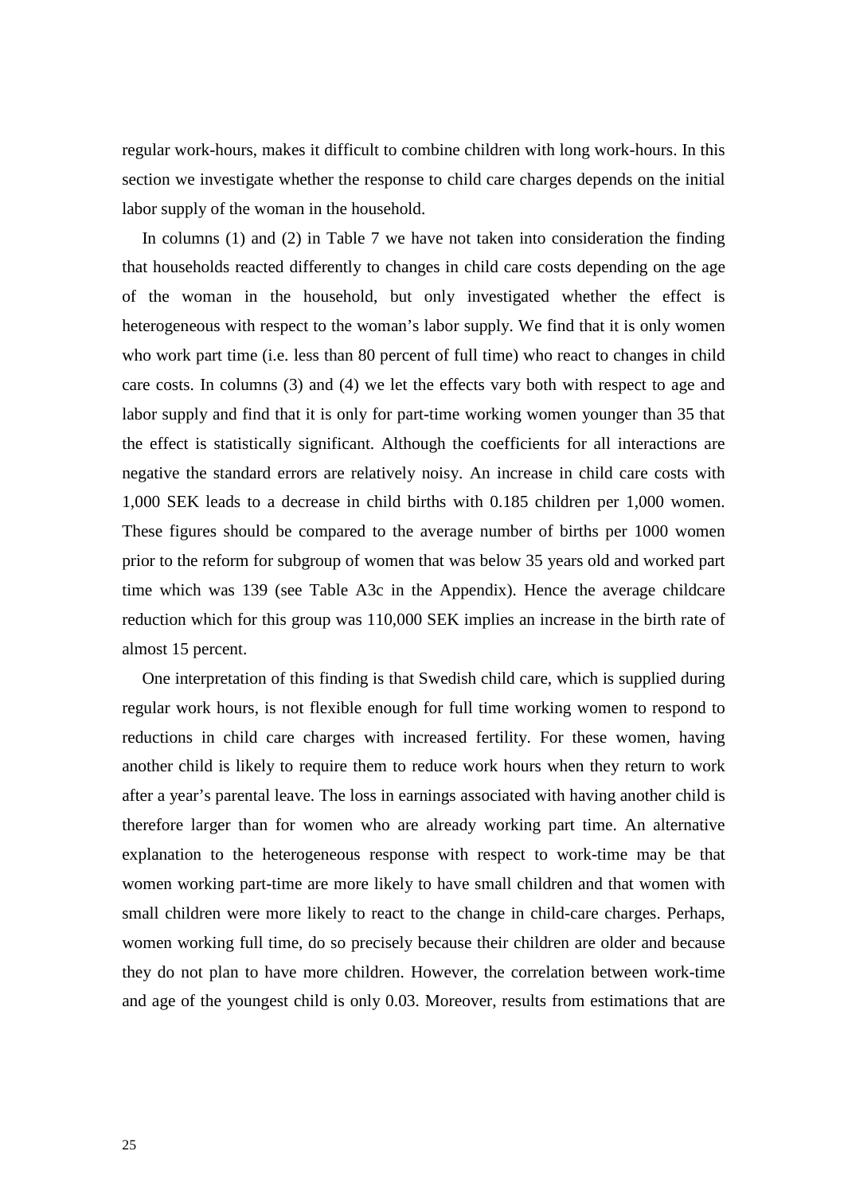regular work-hours, makes it difficult to combine children with long work-hours. In this section we investigate whether the response to child care charges depends on the initial labor supply of the woman in the household.

In columns (1) and (2) in Table 7 we have not taken into consideration the finding that households reacted differently to changes in child care costs depending on the age of the woman in the household, but only investigated whether the effect is heterogeneous with respect to the woman's labor supply. We find that it is only women who work part time (i.e. less than 80 percent of full time) who react to changes in child care costs. In columns (3) and (4) we let the effects vary both with respect to age and labor supply and find that it is only for part-time working women younger than 35 that the effect is statistically significant. Although the coefficients for all interactions are negative the standard errors are relatively noisy. An increase in child care costs with 1,000 SEK leads to a decrease in child births with 0.185 children per 1,000 women. These figures should be compared to the average number of births per 1000 women prior to the reform for subgroup of women that was below 35 years old and worked part time which was 139 (see Table A3c in the Appendix). Hence the average childcare reduction which for this group was 110,000 SEK implies an increase in the birth rate of almost 15 percent.

One interpretation of this finding is that Swedish child care, which is supplied during regular work hours, is not flexible enough for full time working women to respond to reductions in child care charges with increased fertility. For these women, having another child is likely to require them to reduce work hours when they return to work after a year's parental leave. The loss in earnings associated with having another child is therefore larger than for women who are already working part time. An alternative explanation to the heterogeneous response with respect to work-time may be that women working part-time are more likely to have small children and that women with small children were more likely to react to the change in child-care charges. Perhaps, women working full time, do so precisely because their children are older and because they do not plan to have more children. However, the correlation between work-time and age of the youngest child is only 0.03. Moreover, results from estimations that are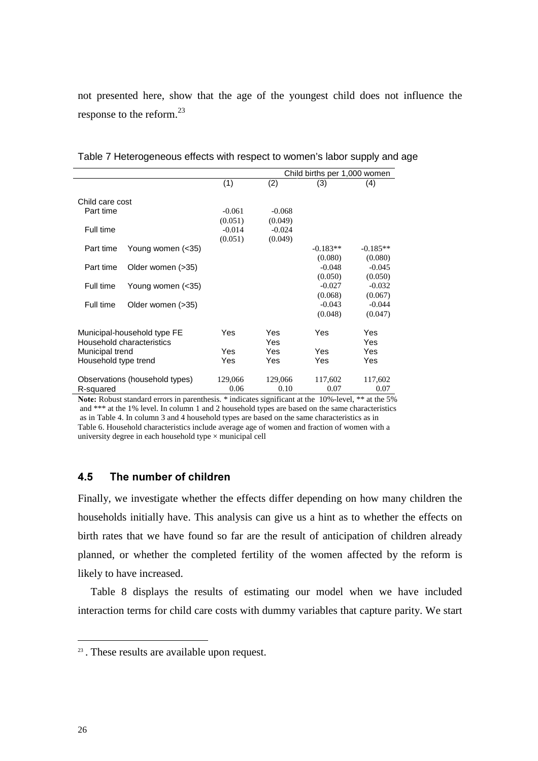not presented here, show that the age of the youngest child does not influence the response to the reform.[23]

Table 7 Heterogeneous effects with respect to women's labor supply and age

| | | | | Child births per 1,000 women | |
|---|---|---|---|---|---|
| | | (1) | (2) | (3) | (4) |
| Child care cost | | | | | |
| Part time | | -0.061 | -0.068 | | |
| | | (0.051) | (0.049) | | |
| Full time | | -0.014 | -0.024 | | |
| | | (0.051) | (0.049) | | |
| Part time | Young women (<35) | | | -0.183** | -0.185** |
| | | | | (0.080) | (0.080) |
| Part time | Older women (>35) | | | -0.048 | -0.045 |
| | | | | (0.050) | (0.050) |
| Full time | Young women (<35) | | | -0.027 | -0.032 |
| | | | | (0.068) | (0.067) |
| Full time | Older women (>35) | | | -0.043 | -0.044 |
| | | | | (0.048) | (0.047) |
| Municipal-household type FE | | Yes | Yes | Yes | Yes |
| Household characteristics | | | Yes | | Yes |
| Municipal trend | | Yes | Yes | Yes | Yes |
| Household type trend | | Yes | Yes | Yes | Yes |
| Observations (household types) | | 129,066 | 129,066 | 117,602 | 117,602 |
| R-squared | | 0.06 | 0.10 | 0.07 | 0.07 |

**Note:** Robust standard errors in parenthesis. * indicates significant at the 10%-level, ** at the 5% and *** at the 1% level. In column 1 and 2 household types are based on the same characteristics as in Table 4. In column 3 and 4 household types are based on the same characteristics as in Table 6. Household characteristics include average age of women and fraction of women with a university degree in each household type × municipal cell

### 4.5 The number of children

Finally, we investigate whether the effects differ depending on how many children the households initially have. This analysis can give us a hint as to whether the effects on birth rates that we have found so far are the result of anticipation of children already planned, or whether the completed fertility of the women affected by the reform is likely to have increased.

Table 8 displays the results of estimating our model when we have included interaction terms for child care costs with dummy variables that capture parity. We start

[23] . These results are available upon request.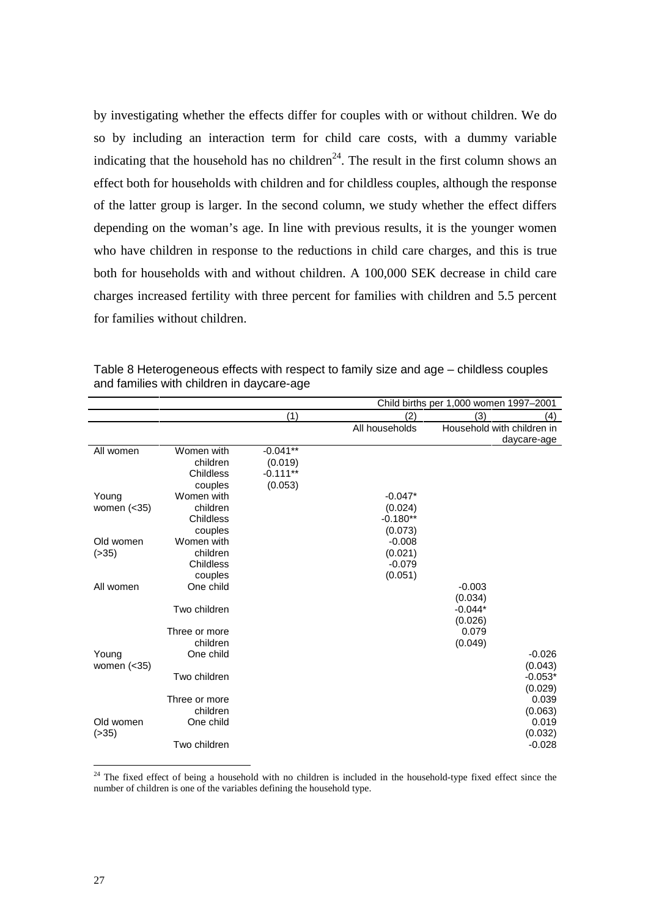by investigating whether the effects differ for couples with or without children. We do so by including an interaction term for child care costs, with a dummy variable indicating that the household has no children[24]. The result in the first column shows an effect both for households with children and for childless couples, although the response of the latter group is larger. In the second column, we study whether the effect differs depending on the woman's age. In line with previous results, it is the younger women who have children in response to the reductions in child care charges, and this is true both for households with and without children. A 100,000 SEK decrease in child care charges increased fertility with three percent for families with children and 5.5 percent for families without children.

Table 8 Heterogeneous effects with respect to family size and age – childless couples and families with children in daycare-age

| | | Child births per 1,000 women 1997–2001 | | | |
|---|---|---|---|---|---|
| | | (1) | (2) | (3) | (4) |
| | | | All households | Household with children in daycare-age | |
| All women | Women with children | -0.041** | | | |
| | | (0.019) | | | |
| | Childless couples | -0.111** | | | |
| | | (0.053) | | | |
| Young women (<35) | Women with children | | -0.047* | | |
| | | | (0.024) | | |
| | Childless couples | | -0.180** | | |
| | | | (0.073) | | |
| Old women (>35) | Women with children | | -0.008 | | |
| | | | (0.021) | | |
| | Childless couples | | -0.079 | | |
| | | | (0.051) | | |
| All women | One child | | | -0.003 | |
| | | | | (0.034) | |
| | Two children | | | -0.044* | |
| | | | | (0.026) | |
| | Three or more children | | | 0.079 | |
| | | | | (0.049) | |
| Young women (<35) | One child | | | | -0.026 |
| | | | | | (0.043) |
| | Two children | | | | -0.053* |
| | | | | | (0.029) |
| | Three or more children | | | | 0.039 |
| | | | | | (0.063) |
| Old women (>35) | One child | | | | 0.019 |
| | | | | | (0.032) |
| | Two children | | | | -0.028 |

[24] The fixed effect of being a household with no children is included in the household-type fixed effect since the number of children is one of the variables defining the household type.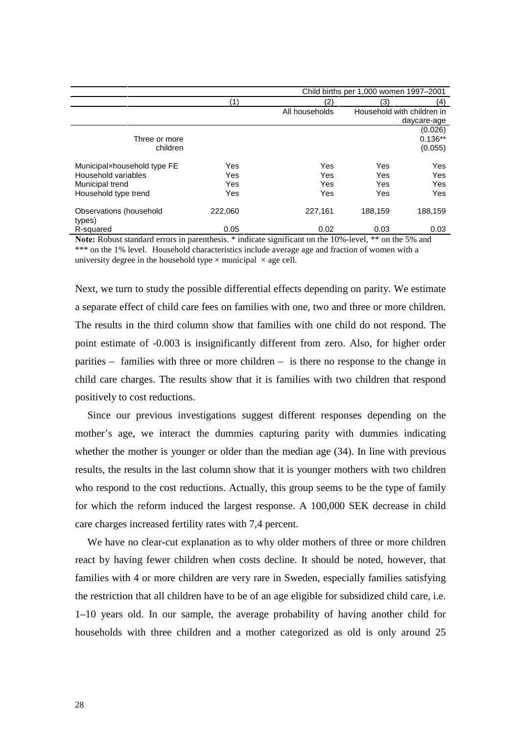| | | Child births per 1,000 women 1997–2001 | | |
|---|---|---|---|---|
| | (1) | (2) | (3) | (4) |
| | | All households | Household with children in daycare-age | |
| | | | | (0.026) |
| Three or more children | | | | 0.136** |
| | | | | (0.055) |
| Municipal×household type FE | Yes | Yes | Yes | Yes |
| Household variables | Yes | Yes | Yes | Yes |
| Municipal trend | Yes | Yes | Yes | Yes |
| Household type trend | Yes | Yes | Yes | Yes |
| Observations (household types) | 222,060 | 227,161 | 188,159 | 188,159 |
| R-squared | 0.05 | 0.02 | 0.03 | 0.03 |

**Note:** Robust standard errors in parenthesis. * indicate significant on the 10%-level, ** on the 5% and *** on the 1% level. Household characteristics include average age and fraction of women with a university degree in the household type × municipal × age cell.

Next, we turn to study the possible differential effects depending on parity. We estimate a separate effect of child care fees on families with one, two and three or more children. The results in the third column show that families with one child do not respond. The point estimate of -0.003 is insignificantly different from zero. Also, for higher order parities – families with three or more children – is there no response to the change in child care charges. The results show that it is families with two children that respond positively to cost reductions.

Since our previous investigations suggest different responses depending on the mother's age, we interact the dummies capturing parity with dummies indicating whether the mother is younger or older than the median age (34). In line with previous results, the results in the last column show that it is younger mothers with two children who respond to the cost reductions. Actually, this group seems to be the type of family for which the reform induced the largest response. A 100,000 SEK decrease in child care charges increased fertility rates with 7,4 percent.

We have no clear-cut explanation as to why older mothers of three or more children react by having fewer children when costs decline. It should be noted, however, that families with 4 or more children are very rare in Sweden, especially families satisfying the restriction that all children have to be of an age eligible for subsidized child care, i.e. 1–10 years old. In our sample, the average probability of having another child for households with three children and a mother categorized as old is only around 25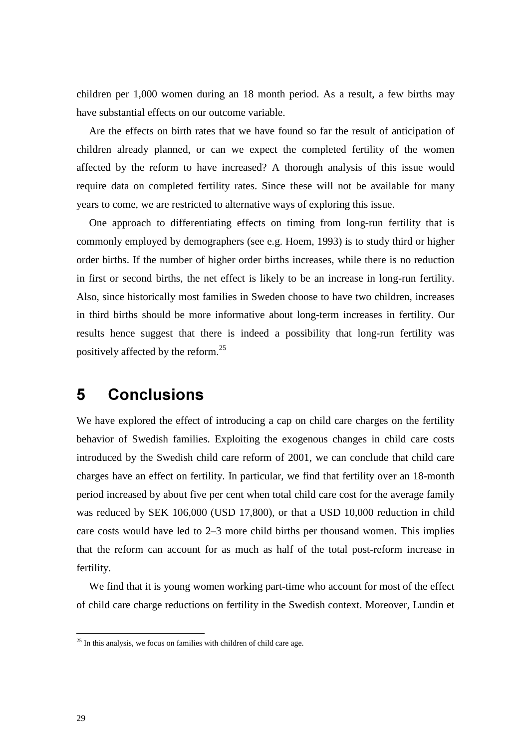children per 1,000 women during an 18 month period. As a result, a few births may have substantial effects on our outcome variable.

Are the effects on birth rates that we have found so far the result of anticipation of children already planned, or can we expect the completed fertility of the women affected by the reform to have increased? A thorough analysis of this issue would require data on completed fertility rates. Since these will not be available for many years to come, we are restricted to alternative ways of exploring this issue.

One approach to differentiating effects on timing from long-run fertility that is commonly employed by demographers (see e.g. Hoem, 1993) is to study third or higher order births. If the number of higher order births increases, while there is no reduction in first or second births, the net effect is likely to be an increase in long-run fertility. Also, since historically most families in Sweden choose to have two children, increases in third births should be more informative about long-term increases in fertility. Our results hence suggest that there is indeed a possibility that long-run fertility was positively affected by the reform.[25]

# 5 Conclusions

We have explored the effect of introducing a cap on child care charges on the fertility behavior of Swedish families. Exploiting the exogenous changes in child care costs introduced by the Swedish child care reform of 2001, we can conclude that child care charges have an effect on fertility. In particular, we find that fertility over an 18-month period increased by about five per cent when total child care cost for the average family was reduced by SEK 106,000 (USD 17,800), or that a USD 10,000 reduction in child care costs would have led to 2–3 more child births per thousand women. This implies that the reform can account for as much as half of the total post-reform increase in fertility.

We find that it is young women working part-time who account for most of the effect of child care charge reductions on fertility in the Swedish context. Moreover, Lundin et

[25] In this analysis, we focus on families with children of child care age.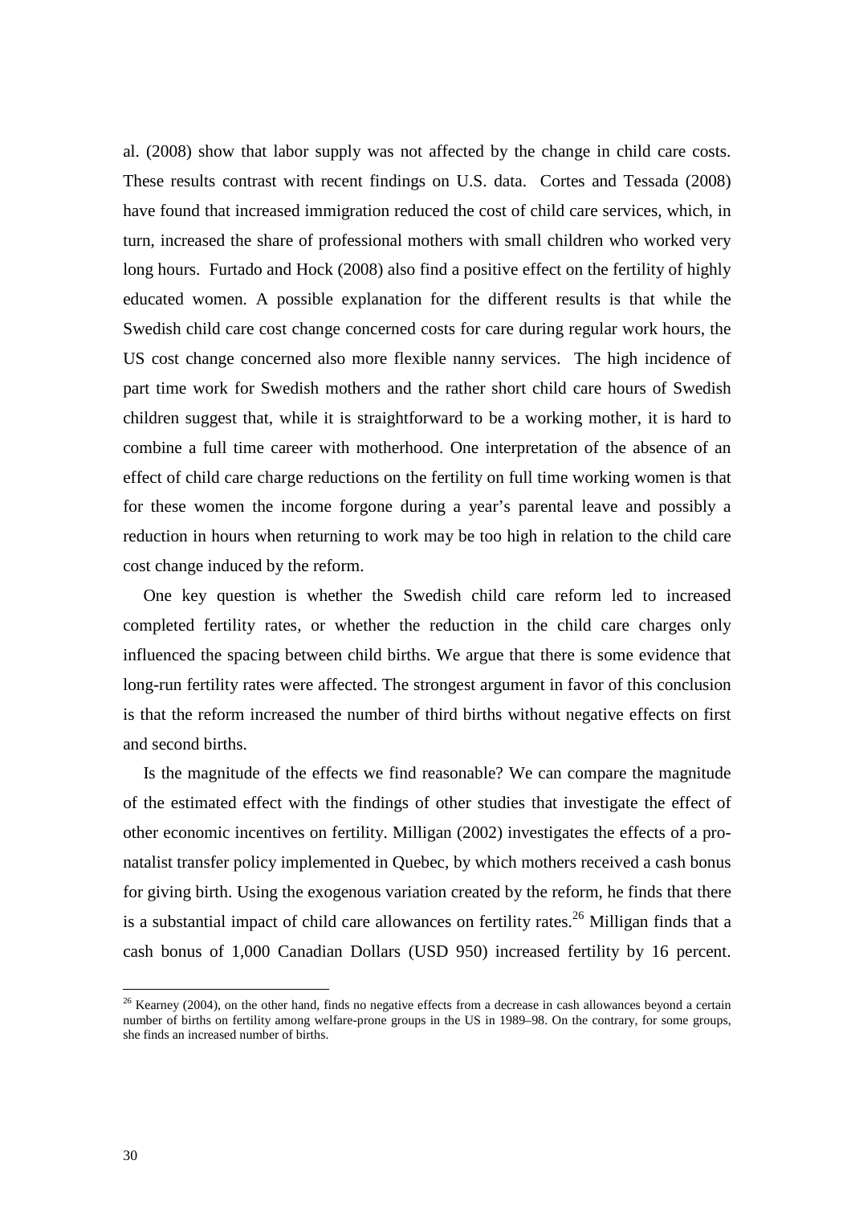al. (2008) show that labor supply was not affected by the change in child care costs. These results contrast with recent findings on U.S. data. Cortes and Tessada (2008) have found that increased immigration reduced the cost of child care services, which, in turn, increased the share of professional mothers with small children who worked very long hours. Furtado and Hock (2008) also find a positive effect on the fertility of highly educated women. A possible explanation for the different results is that while the Swedish child care cost change concerned costs for care during regular work hours, the US cost change concerned also more flexible nanny services. The high incidence of part time work for Swedish mothers and the rather short child care hours of Swedish children suggest that, while it is straightforward to be a working mother, it is hard to combine a full time career with motherhood. One interpretation of the absence of an effect of child care charge reductions on the fertility on full time working women is that for these women the income forgone during a year's parental leave and possibly a reduction in hours when returning to work may be too high in relation to the child care cost change induced by the reform.

One key question is whether the Swedish child care reform led to increased completed fertility rates, or whether the reduction in the child care charges only influenced the spacing between child births. We argue that there is some evidence that long-run fertility rates were affected. The strongest argument in favor of this conclusion is that the reform increased the number of third births without negative effects on first and second births.

Is the magnitude of the effects we find reasonable? We can compare the magnitude of the estimated effect with the findings of other studies that investigate the effect of other economic incentives on fertility. Milligan (2002) investigates the effects of a pro-natalist transfer policy implemented in Quebec, by which mothers received a cash bonus for giving birth. Using the exogenous variation created by the reform, he finds that there is a substantial impact of child care allowances on fertility rates.[26] Milligan finds that a cash bonus of 1,000 Canadian Dollars (USD 950) increased fertility by 16 percent.

[26] Kearney (2004), on the other hand, finds no negative effects from a decrease in cash allowances beyond a certain number of births on fertility among welfare-prone groups in the US in 1989–98. On the contrary, for some groups, she finds an increased number of births.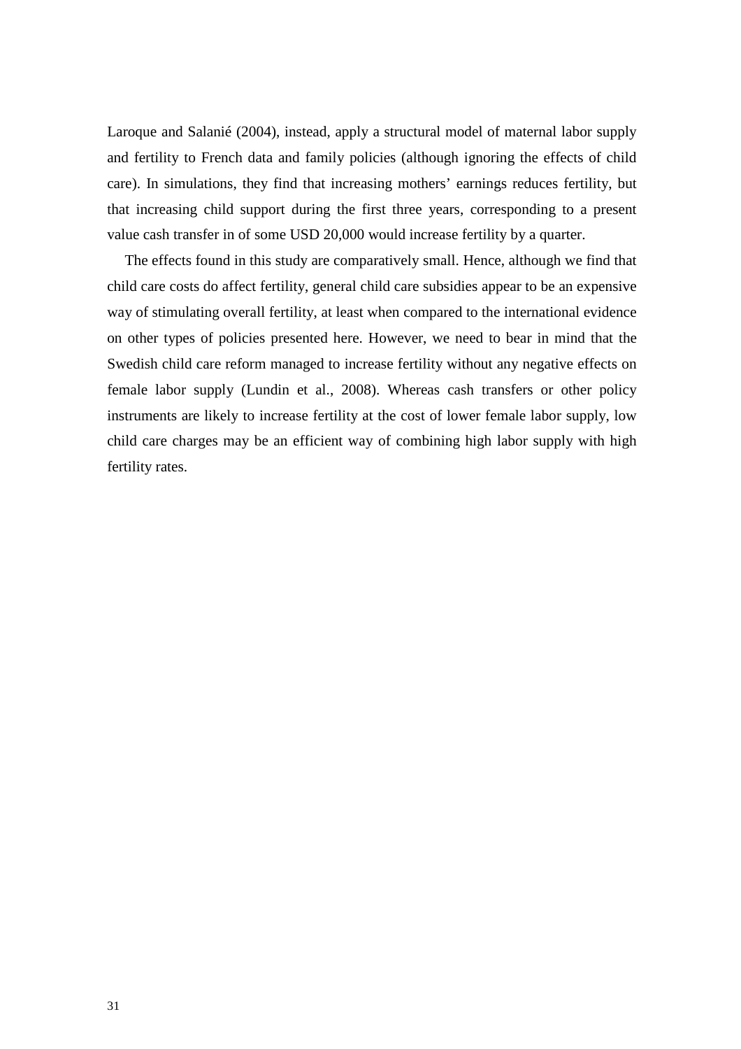Laroque and Salanié (2004), instead, apply a structural model of maternal labor supply and fertility to French data and family policies (although ignoring the effects of child care). In simulations, they find that increasing mothers' earnings reduces fertility, but that increasing child support during the first three years, corresponding to a present value cash transfer in of some USD 20,000 would increase fertility by a quarter.

The effects found in this study are comparatively small. Hence, although we find that child care costs do affect fertility, general child care subsidies appear to be an expensive way of stimulating overall fertility, at least when compared to the international evidence on other types of policies presented here. However, we need to bear in mind that the Swedish child care reform managed to increase fertility without any negative effects on female labor supply (Lundin et al., 2008). Whereas cash transfers or other policy instruments are likely to increase fertility at the cost of lower female labor supply, low child care charges may be an efficient way of combining high labor supply with high fertility rates.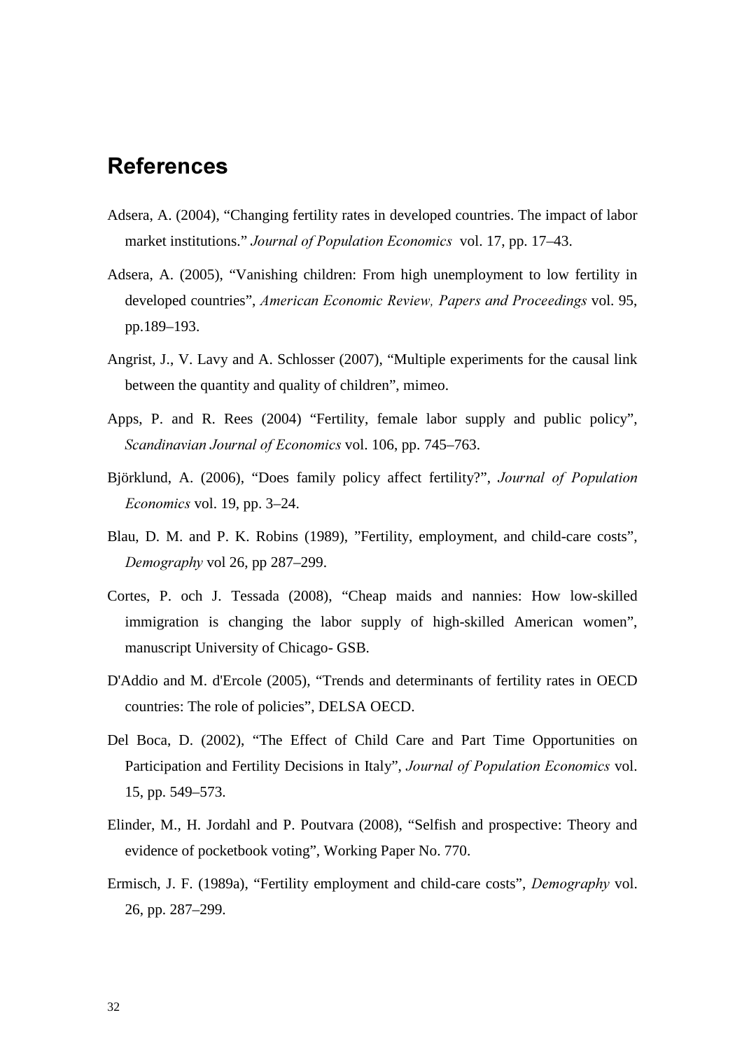## References

Adsera, A. (2004), "Changing fertility rates in developed countries. The impact of labor market institutions." *Journal of Population Economics* vol. 17, pp. 17–43.

Adsera, A. (2005), "Vanishing children: From high unemployment to low fertility in developed countries", *American Economic Review, Papers and Proceedings* vol. 95, pp.189–193.

Angrist, J., V. Lavy and A. Schlosser (2007), "Multiple experiments for the causal link between the quantity and quality of children", mimeo.

Apps, P. and R. Rees (2004) "Fertility, female labor supply and public policy", *Scandinavian Journal of Economics* vol. 106, pp. 745–763.

Björklund, A. (2006), "Does family policy affect fertility?", *Journal of Population Economics* vol. 19, pp. 3–24.

Blau, D. M. and P. K. Robins (1989), "Fertility, employment, and child-care costs", *Demography* vol 26, pp 287–299.

Cortes, P. och J. Tessada (2008), "Cheap maids and nannies: How low-skilled immigration is changing the labor supply of high-skilled American women", manuscript University of Chicago- GSB.

D'Addio and M. d'Ercole (2005), "Trends and determinants of fertility rates in OECD countries: The role of policies", DELSA OECD.

Del Boca, D. (2002), "The Effect of Child Care and Part Time Opportunities on Participation and Fertility Decisions in Italy", *Journal of Population Economics* vol. 15, pp. 549–573.

Elinder, M., H. Jordahl and P. Poutvara (2008), "Selfish and prospective: Theory and evidence of pocketbook voting", Working Paper No. 770.

Ermisch, J. F. (1989a), "Fertility employment and child-care costs", *Demography* vol. 26, pp. 287–299.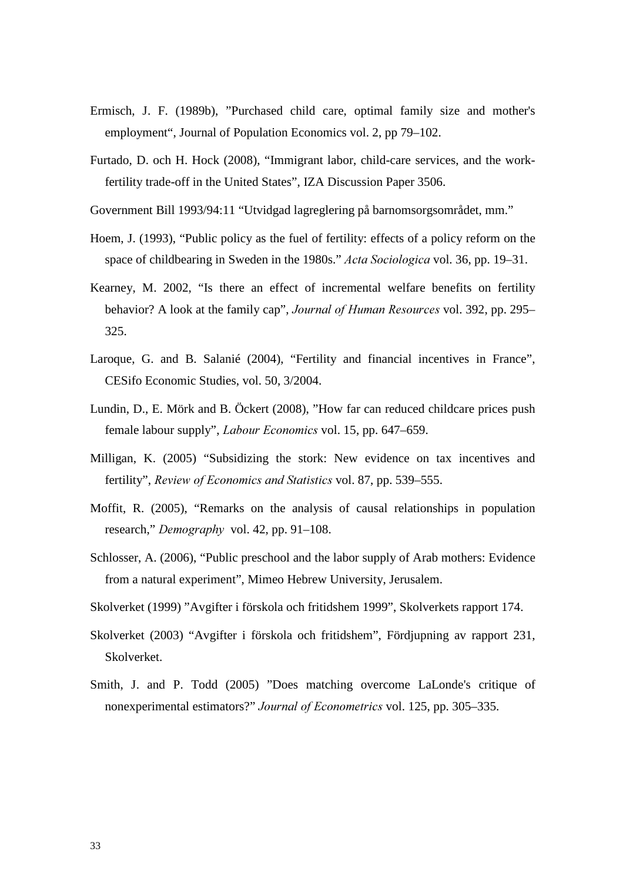Ermisch, J. F. (1989b), ”Purchased child care, optimal family size and mother's employment“, Journal of Population Economics vol. 2, pp 79–102.

Furtado, D. och H. Hock (2008), “Immigrant labor, child-care services, and the work-fertility trade-off in the United States”, IZA Discussion Paper 3506.

Government Bill 1993/94:11 “Utvidgad lagreglering på barnomsorgsområdet, mm.”

Hoem, J. (1993), “Public policy as the fuel of fertility: effects of a policy reform on the space of childbearing in Sweden in the 1980s.” *Acta Sociologica* vol. 36, pp. 19–31.

Kearney, M. 2002, “Is there an effect of incremental welfare benefits on fertility behavior? A look at the family cap”, *Journal of Human Resources* vol. 392, pp. 295–325.

Laroque, G. and B. Salanié (2004), “Fertility and financial incentives in France”, CESifo Economic Studies, vol. 50, 3/2004.

Lundin, D., E. Mörk and B. Öckert (2008), ”How far can reduced childcare prices push female labour supply”, *Labour Economics* vol. 15, pp. 647–659.

Milligan, K. (2005) “Subsidizing the stork: New evidence on tax incentives and fertility”, *Review of Economics and Statistics* vol. 87, pp. 539–555.

Moffit, R. (2005), “Remarks on the analysis of causal relationships in population research,” *Demography* vol. 42, pp. 91–108.

Schlosser, A. (2006), “Public preschool and the labor supply of Arab mothers: Evidence from a natural experiment”, Mimeo Hebrew University, Jerusalem.

Skolverket (1999) ”Avgifter i förskola och fritidshem 1999”, Skolverkets rapport 174.

Skolverket (2003) “Avgifter i förskola och fritidshem”, Fördjupning av rapport 231, Skolverket.

Smith, J. and P. Todd (2005) ”Does matching overcome LaLonde's critique of nonexperimental estimators?” *Journal of Econometrics* vol. 125, pp. 305–335.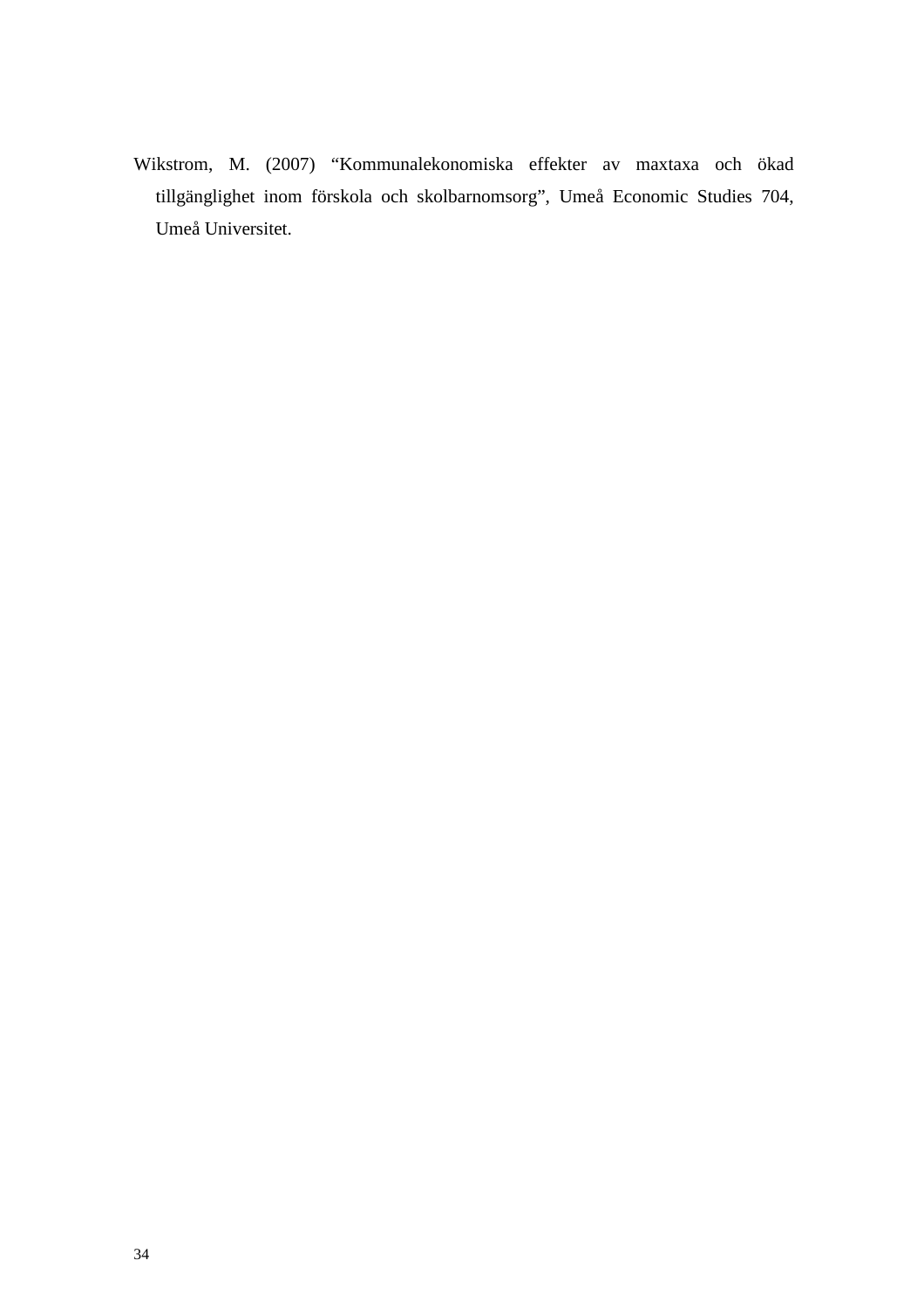Wikstrom, M. (2007) “Kommunalekonomiska effekter av maxtaxa och ökad tillgänglighet inom förskola och skolbarnomsorg”, Umeå Economic Studies 704, Umeå Universitet.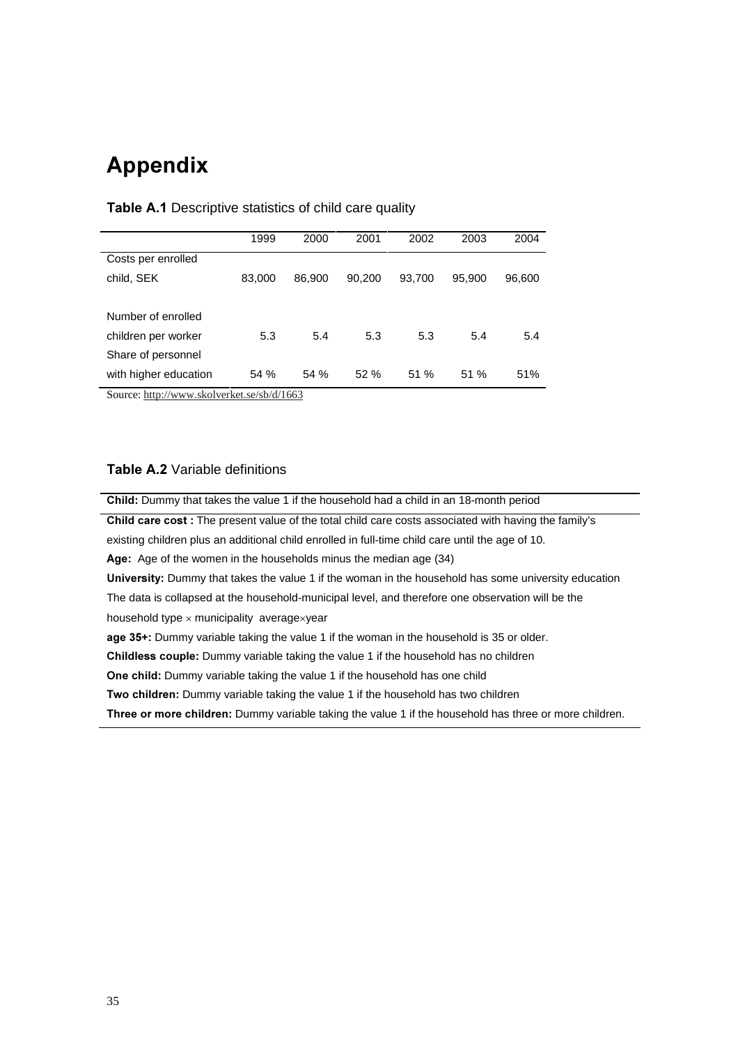# Appendix

**Table A.1** Descriptive statistics of child care quality

| | 1999 | 2000 | 2001 | 2002 | 2003 | 2004 |
|---|---|---|---|---|---|---|
| Costs per enrolled child, SEK | 83,000 | 86,900 | 90,200 | 93,700 | 95,900 | 96,600 |
| Number of enrolled children per worker | 5.3 | 5.4 | 5.3 | 5.3 | 5.4 | 5.4 |
| Share of personnel with higher education | 54 % | 54 % | 52 % | 51 % | 51 % | 51% |

Source: http://www.skolverket.se/sb/d/1663

**Table A.2** Variable definitions

**Child:** Dummy that takes the value 1 if the household had a child in an 18-month period

**Child care cost :** The present value of the total child care costs associated with having the family's existing children plus an additional child enrolled in full-time child care until the age of 10.

**Age:** Age of the women in the households minus the median age (34)

**University:** Dummy that takes the value 1 if the woman in the household has some university education

The data is collapsed at the household-municipal level, and therefore one observation will be the household type × municipality average×year

**age 35+:** Dummy variable taking the value 1 if the woman in the household is 35 or older.

**Childless couple:** Dummy variable taking the value 1 if the household has no children

**One child:** Dummy variable taking the value 1 if the household has one child

**Two children:** Dummy variable taking the value 1 if the household has two children

**Three or more children:** Dummy variable taking the value 1 if the household has three or more children.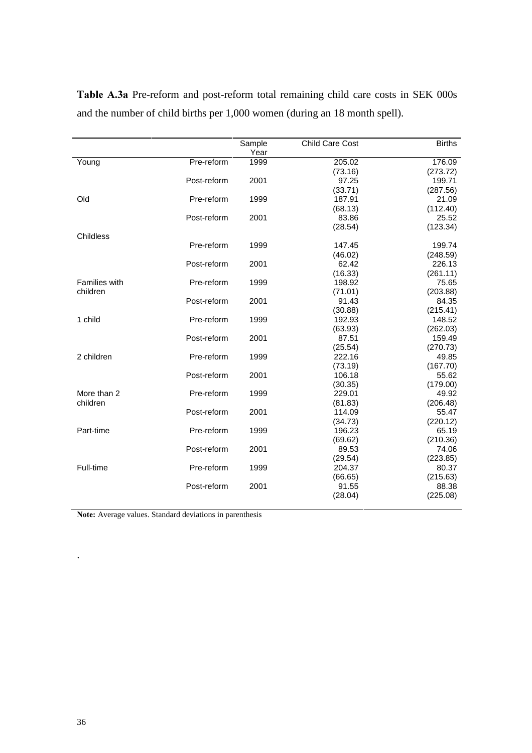**Table A.3a** Pre-reform and post-reform total remaining child care costs in SEK 000s and the number of child births per 1,000 women (during an 18 month spell).

| | | Sample Year | Child Care Cost | Births |
|---|---|---|---|---|
| Young | Pre-reform | 1999 | 205.02 | 176.09 |
| | | | (73.16) | (273.72) |
| | Post-reform | 2001 | 97.25 | 199.71 |
| | | | (33.71) | (287.56) |
| Old | Pre-reform | 1999 | 187.91 | 21.09 |
| | | | (68.13) | (112.40) |
| | Post-reform | 2001 | 83.86 | 25.52 |
| | | | (28.54) | (123.34) |
| Childless | | | | |
| | Pre-reform | 1999 | 147.45 | 199.74 |
| | | | (46.02) | (248.59) |
| | Post-reform | 2001 | 62.42 | 226.13 |
| | | | (16.33) | (261.11) |
| Families with children | Pre-reform | 1999 | 198.92 | 75.65 |
| | | | (71.01) | (203.88) |
| | Post-reform | 2001 | 91.43 | 84.35 |
| | | | (30.88) | (215.41) |
| 1 child | Pre-reform | 1999 | 192.93 | 148.52 |
| | | | (63.93) | (262.03) |
| | Post-reform | 2001 | 87.51 | 159.49 |
| | | | (25.54) | (270.73) |
| 2 children | Pre-reform | 1999 | 222.16 | 49.85 |
| | | | (73.19) | (167.70) |
| | Post-reform | 2001 | 106.18 | 55.62 |
| | | | (30.35) | (179.00) |
| More than 2 children | Pre-reform | 1999 | 229.01 | 49.92 |
| | | | (81.83) | (206.48) |
| | Post-reform | 2001 | 114.09 | 55.47 |
| | | | (34.73) | (220.12) |
| Part-time | Pre-reform | 1999 | 196.23 | 65.19 |
| | | | (69.62) | (210.36) |
| | Post-reform | 2001 | 89.53 | 74.06 |
| | | | (29.54) | (223.85) |
| Full-time | Pre-reform | 1999 | 204.37 | 80.37 |
| | | | (66.65) | (215.63) |
| | Post-reform | 2001 | 91.55 | 88.38 |
| | | | (28.04) | (225.08) |

**Note:** Average values. Standard deviations in parenthesis

.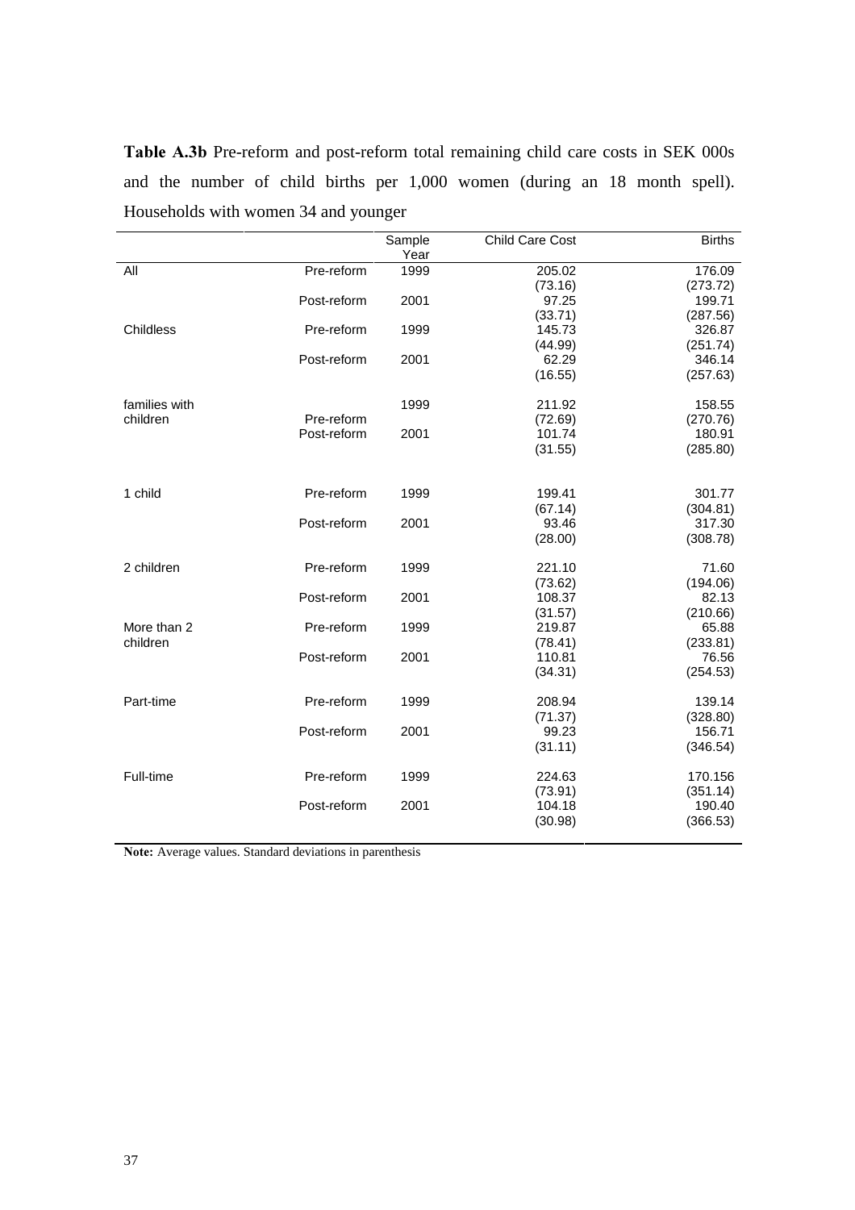**Table A.3b** Pre-reform and post-reform total remaining child care costs in SEK 000s and the number of child births per 1,000 women (during an 18 month spell). Households with women 34 and younger

| | | Sample Year | Child Care Cost | Births |
|---|---|---|---|---|
| All | Pre-reform | 1999 | 205.02 | 176.09 |
| | | | (73.16) | (273.72) |
| | Post-reform | 2001 | 97.25 | 199.71 |
| | | | (33.71) | (287.56) |
| Childless | Pre-reform | 1999 | 145.73 | 326.87 |
| | | | (44.99) | (251.74) |
| | Post-reform | 2001 | 62.29 | 346.14 |
| | | | (16.55) | (257.63) |
| families with children | Pre-reform | 1999 | 211.92 | 158.55 |
| | | | (72.69) | (270.76) |
| | Post-reform | 2001 | 101.74 | 180.91 |
| | | | (31.55) | (285.80) |
| 1 child | Pre-reform | 1999 | 199.41 | 301.77 |
| | | | (67.14) | (304.81) |
| | Post-reform | 2001 | 93.46 | 317.30 |
| | | | (28.00) | (308.78) |
| 2 children | Pre-reform | 1999 | 221.10 | 71.60 |
| | | | (73.62) | (194.06) |
| | Post-reform | 2001 | 108.37 | 82.13 |
| | | | (31.57) | (210.66) |
| More than 2 children | Pre-reform | 1999 | 219.87 | 65.88 |
| | | | (78.41) | (233.81) |
| | Post-reform | 2001 | 110.81 | 76.56 |
| | | | (34.31) | (254.53) |
| Part-time | Pre-reform | 1999 | 208.94 | 139.14 |
| | | | (71.37) | (328.80) |
| | Post-reform | 2001 | 99.23 | 156.71 |
| | | | (31.11) | (346.54) |
| Full-time | Pre-reform | 1999 | 224.63 | 170.156 |
| | | | (73.91) | (351.14) |
| | Post-reform | 2001 | 104.18 | 190.40 |
| | | | (30.98) | (366.53) |

**Note:** Average values. Standard deviations in parenthesis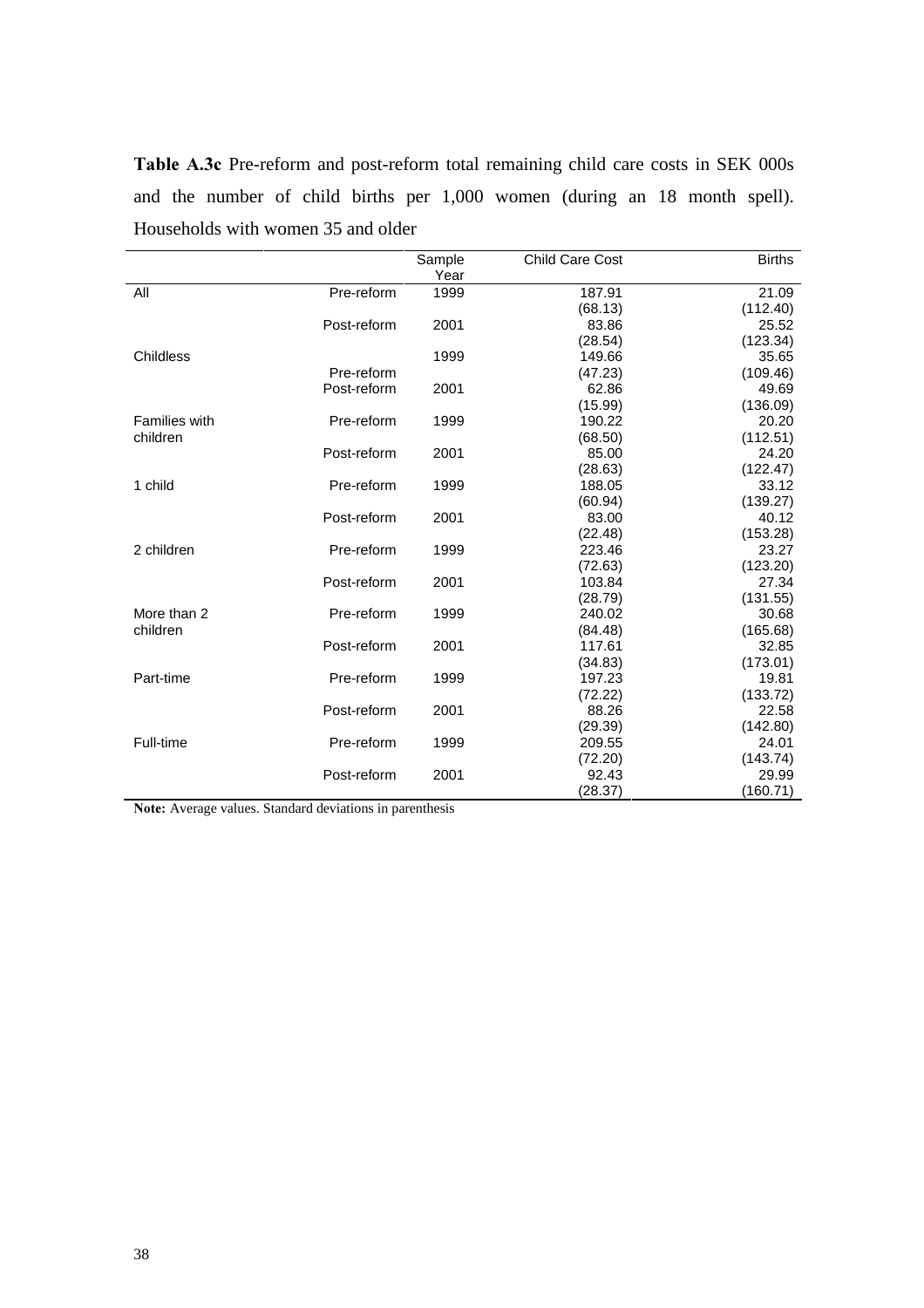**Table A.3c** Pre-reform and post-reform total remaining child care costs in SEK 000s and the number of child births per 1,000 women (during an 18 month spell). Households with women 35 and older

| | | Sample Year | Child Care Cost | Births |
|---|---|---|---|---|
| All | Pre-reform | 1999 | 187.91 | 21.09 |
| | | | (68.13) | (112.40) |
| | Post-reform | 2001 | 83.86 | 25.52 |
| | | | (28.54) | (123.34) |
| Childless | | 1999 | 149.66 | 35.65 |
| | Pre-reform | | (47.23) | (109.46) |
| | Post-reform | 2001 | 62.86 | 49.69 |
| | | | (15.99) | (136.09) |
| Families with children | Pre-reform | 1999 | 190.22 | 20.20 |
| | | | (68.50) | (112.51) |
| | Post-reform | 2001 | 85.00 | 24.20 |
| | | | (28.63) | (122.47) |
| 1 child | Pre-reform | 1999 | 188.05 | 33.12 |
| | | | (60.94) | (139.27) |
| | Post-reform | 2001 | 83.00 | 40.12 |
| | | | (22.48) | (153.28) |
| 2 children | Pre-reform | 1999 | 223.46 | 23.27 |
| | | | (72.63) | (123.20) |
| | Post-reform | 2001 | 103.84 | 27.34 |
| | | | (28.79) | (131.55) |
| More than 2 children | Pre-reform | 1999 | 240.02 | 30.68 |
| | | | (84.48) | (165.68) |
| | Post-reform | 2001 | 117.61 | 32.85 |
| | | | (34.83) | (173.01) |
| Part-time | Pre-reform | 1999 | 197.23 | 19.81 |
| | | | (72.22) | (133.72) |
| | Post-reform | 2001 | 88.26 | 22.58 |
| | | | (29.39) | (142.80) |
| Full-time | Pre-reform | 1999 | 209.55 | 24.01 |
| | | | (72.20) | (143.74) |
| | Post-reform | 2001 | 92.43 | 29.99 |
| | | | (28.37) | (160.71) |

**Note:** Average values. Standard deviations in parenthesis